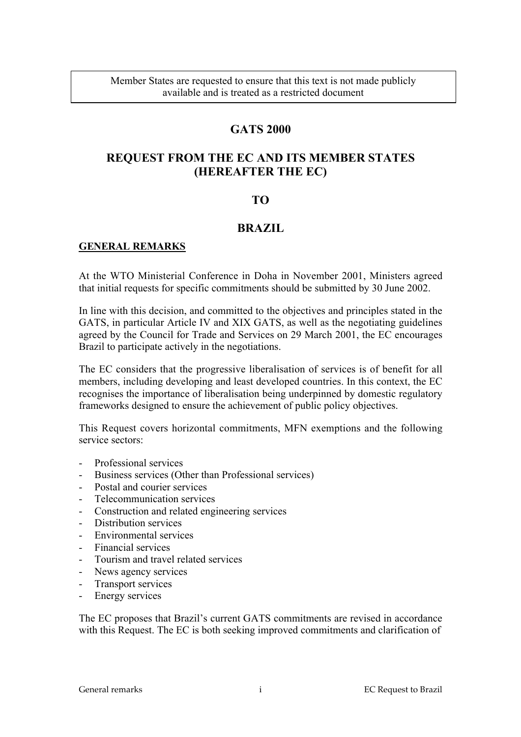Member States are requested to ensure that this text is not made publicly available and is treated as a restricted document

# GATS 2000

# REQUEST FROM THE EC AND ITS MEMBER STATES (HEREAFTER THE EC)

# TO

# BRAZIL

## GENERAL REMARKS

At the WTO Ministerial Conference in Doha in November 2001, Ministers agreed that initial requests for specific commitments should be submitted by 30 June 2002.

In line with this decision, and committed to the objectives and principles stated in the GATS, in particular Article IV and XIX GATS, as well as the negotiating guidelines agreed by the Council for Trade and Services on 29 March 2001, the EC encourages Brazil to participate actively in the negotiations.

The EC considers that the progressive liberalisation of services is of benefit for all members, including developing and least developed countries. In this context, the EC recognises the importance of liberalisation being underpinned by domestic regulatory frameworks designed to ensure the achievement of public policy objectives.

This Request covers horizontal commitments, MFN exemptions and the following service sectors:

- Professional services
- Business services (Other than Professional services)
- Postal and courier services
- Telecommunication services
- Construction and related engineering services
- Distribution services
- Environmental services
- Financial services
- Tourism and travel related services
- News agency services
- Transport services
- Energy services

The EC proposes that Brazil's current GATS commitments are revised in accordance with this Request. The EC is both seeking improved commitments and clarification of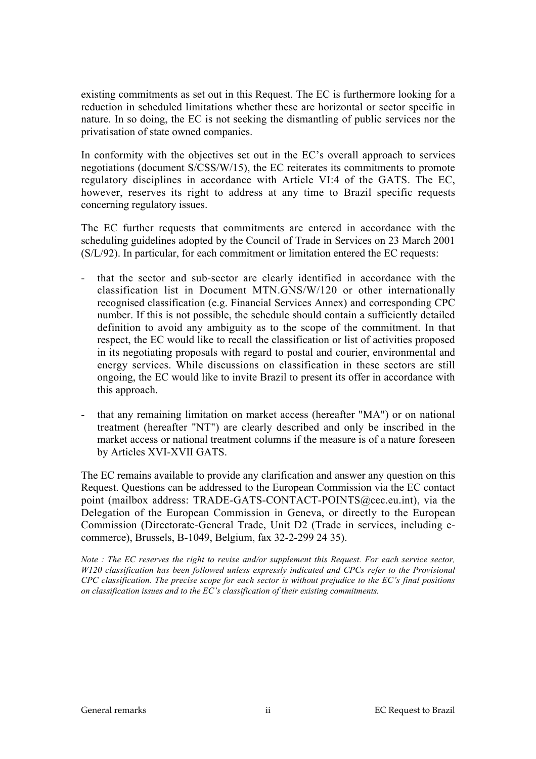existing commitments as set out in this Request. The EC is furthermore looking for a reduction in scheduled limitations whether these are horizontal or sector specific in nature. In so doing, the EC is not seeking the dismantling of public services nor the privatisation of state owned companies.

In conformity with the objectives set out in the EC's overall approach to services negotiations (document S/CSS/W/15), the EC reiterates its commitments to promote regulatory disciplines in accordance with Article VI:4 of the GATS. The EC, however, reserves its right to address at any time to Brazil specific requests concerning regulatory issues.

The EC further requests that commitments are entered in accordance with the scheduling guidelines adopted by the Council of Trade in Services on 23 March 2001 (S/L/92). In particular, for each commitment or limitation entered the EC requests:

- that the sector and sub-sector are clearly identified in accordance with the classification list in Document MTN.GNS/W/120 or other internationally recognised classification (e.g. Financial Services Annex) and corresponding CPC number. If this is not possible, the schedule should contain a sufficiently detailed definition to avoid any ambiguity as to the scope of the commitment. In that respect, the EC would like to recall the classification or list of activities proposed in its negotiating proposals with regard to postal and courier, environmental and energy services. While discussions on classification in these sectors are still ongoing, the EC would like to invite Brazil to present its offer in accordance with this approach.

- that any remaining limitation on market access (hereafter "MA") or on national treatment (hereafter "NT") are clearly described and only be inscribed in the market access or national treatment columns if the measure is of a nature foreseen by Articles XVI-XVII GATS.

The EC remains available to provide any clarification and answer any question on this Request. Questions can be addressed to the European Commission via the EC contact point (mailbox address: TRADE-GATS-CONTACT-POINTS@cec.eu.int), via the Delegation of the European Commission in Geneva, or directly to the European Commission (Directorate-General Trade, Unit D2 (Trade in services, including e-commerce), Brussels, B-1049, Belgium, fax 32-2-299 24 35).

*Note : The EC reserves the right to revise and/or supplement this Request. For each service sector, W120 classification has been followed unless expressly indicated and CPCs refer to the Provisional CPC classification. The precise scope for each sector is without prejudice to the EC's final positions on classification issues and to the EC's classification of their existing commitments.*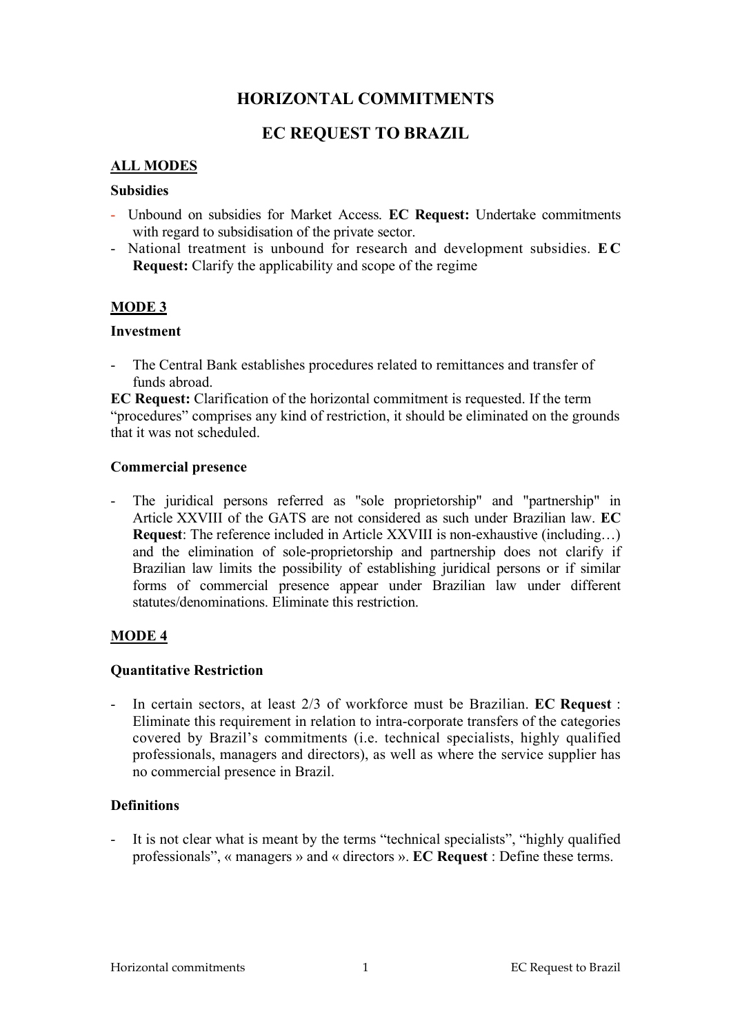# HORIZONTAL COMMITMENTS

# EC REQUEST TO BRAZIL

## ALL MODES

### Subsidies

- Unbound on subsidies for Market Access. **EC Request:** Undertake commitments with regard to subsidisation of the private sector.
- National treatment is unbound for research and development subsidies. **EC Request:** Clarify the applicability and scope of the regime

## MODE 3

### Investment

- The Central Bank establishes procedures related to remittances and transfer of funds abroad.

**EC Request:** Clarification of the horizontal commitment is requested. If the term "procedures" comprises any kind of restriction, it should be eliminated on the grounds that it was not scheduled.

### Commercial presence

- The juridical persons referred as "sole proprietorship" and "partnership" in Article XXVIII of the GATS are not considered as such under Brazilian law. **EC Request**: The reference included in Article XXVIII is non-exhaustive (including…) and the elimination of sole-proprietorship and partnership does not clarify if Brazilian law limits the possibility of establishing juridical persons or if similar forms of commercial presence appear under Brazilian law under different statutes/denominations. Eliminate this restriction.

## MODE 4

### Quantitative Restriction

- In certain sectors, at least 2/3 of workforce must be Brazilian. **EC Request** : Eliminate this requirement in relation to intra-corporate transfers of the categories covered by Brazil's commitments (i.e. technical specialists, highly qualified professionals, managers and directors), as well as where the service supplier has no commercial presence in Brazil.

### Definitions

- It is not clear what is meant by the terms "technical specialists", "highly qualified professionals", « managers » and « directors ». **EC Request** : Define these terms.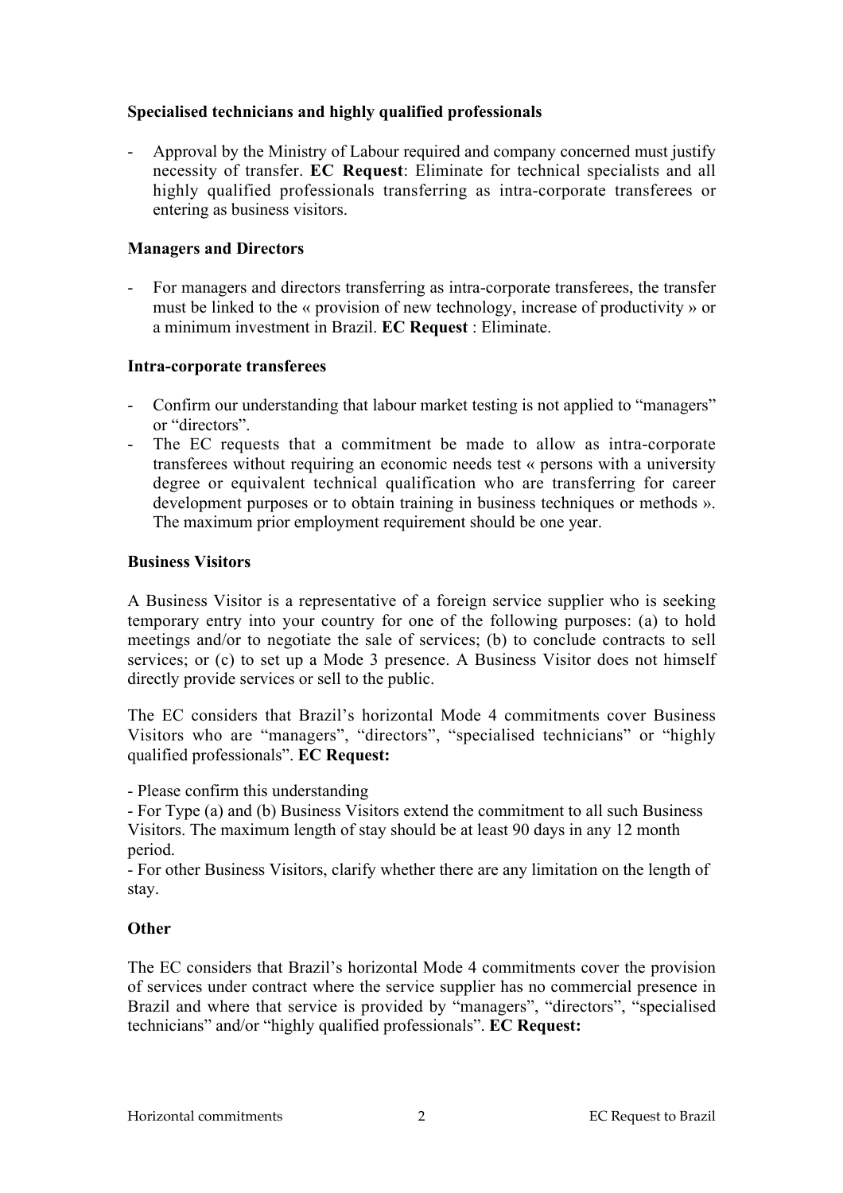**Specialised technicians and highly qualified professionals**

- Approval by the Ministry of Labour required and company concerned must justify necessity of transfer. **EC Request**: Eliminate for technical specialists and all highly qualified professionals transferring as intra-corporate transferees or entering as business visitors.

**Managers and Directors**

- For managers and directors transferring as intra-corporate transferees, the transfer must be linked to the « provision of new technology, increase of productivity » or a minimum investment in Brazil. **EC Request** : Eliminate.

**Intra-corporate transferees**

- Confirm our understanding that labour market testing is not applied to "managers" or "directors".
- The EC requests that a commitment be made to allow as intra-corporate transferees without requiring an economic needs test « persons with a university degree or equivalent technical qualification who are transferring for career development purposes or to obtain training in business techniques or methods ». The maximum prior employment requirement should be one year.

**Business Visitors**

A Business Visitor is a representative of a foreign service supplier who is seeking temporary entry into your country for one of the following purposes: (a) to hold meetings and/or to negotiate the sale of services; (b) to conclude contracts to sell services; or (c) to set up a Mode 3 presence. A Business Visitor does not himself directly provide services or sell to the public.

The EC considers that Brazil's horizontal Mode 4 commitments cover Business Visitors who are "managers", "directors", "specialised technicians" or "highly qualified professionals". **EC Request:**

- Please confirm this understanding
- For Type (a) and (b) Business Visitors extend the commitment to all such Business Visitors. The maximum length of stay should be at least 90 days in any 12 month period.
- For other Business Visitors, clarify whether there are any limitation on the length of stay.

**Other**

The EC considers that Brazil's horizontal Mode 4 commitments cover the provision of services under contract where the service supplier has no commercial presence in Brazil and where that service is provided by "managers", "directors", "specialised technicians" and/or "highly qualified professionals". **EC Request:**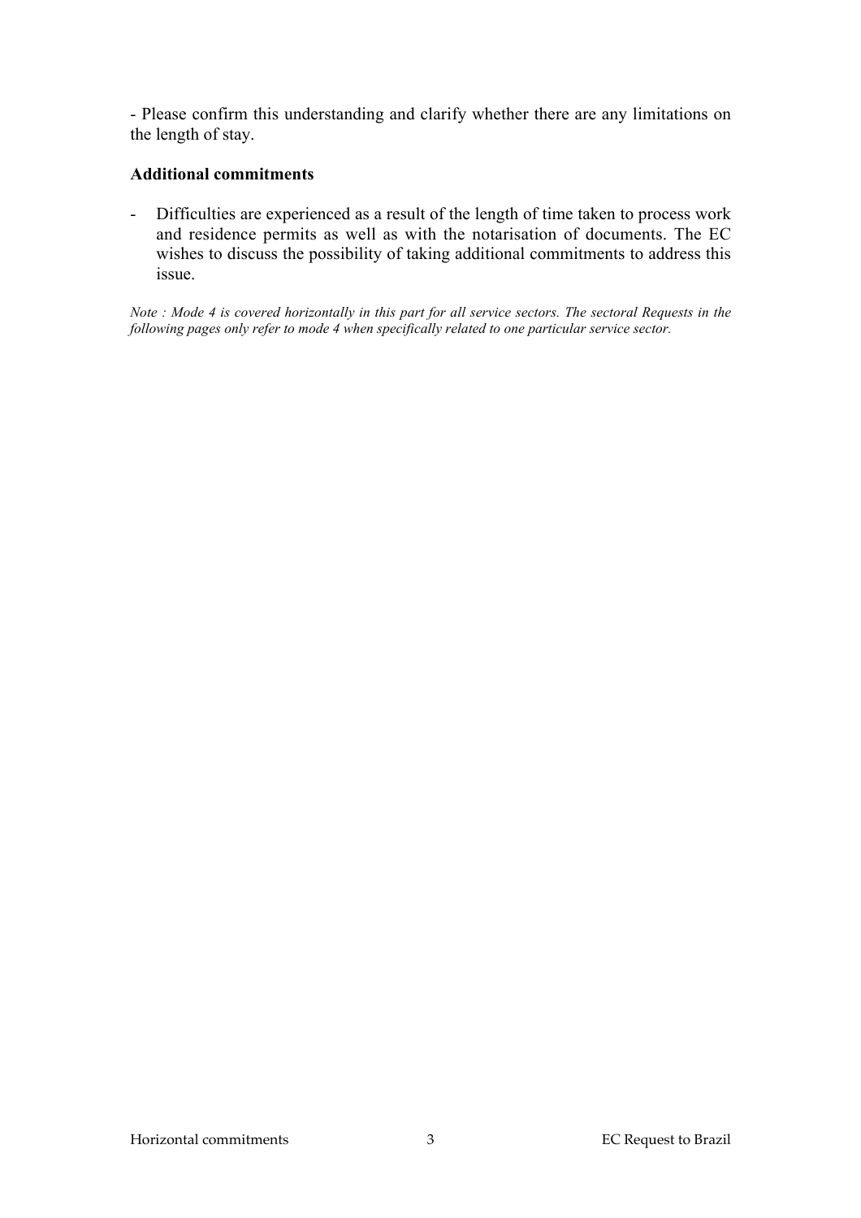- Please confirm this understanding and clarify whether there are any limitations on the length of stay.

**Additional commitments**

- Difficulties are experienced as a result of the length of time taken to process work and residence permits as well as with the notarisation of documents. The EC wishes to discuss the possibility of taking additional commitments to address this issue.

*Note : Mode 4 is covered horizontally in this part for all service sectors. The sectoral Requests in the following pages only refer to mode 4 when specifically related to one particular service sector.*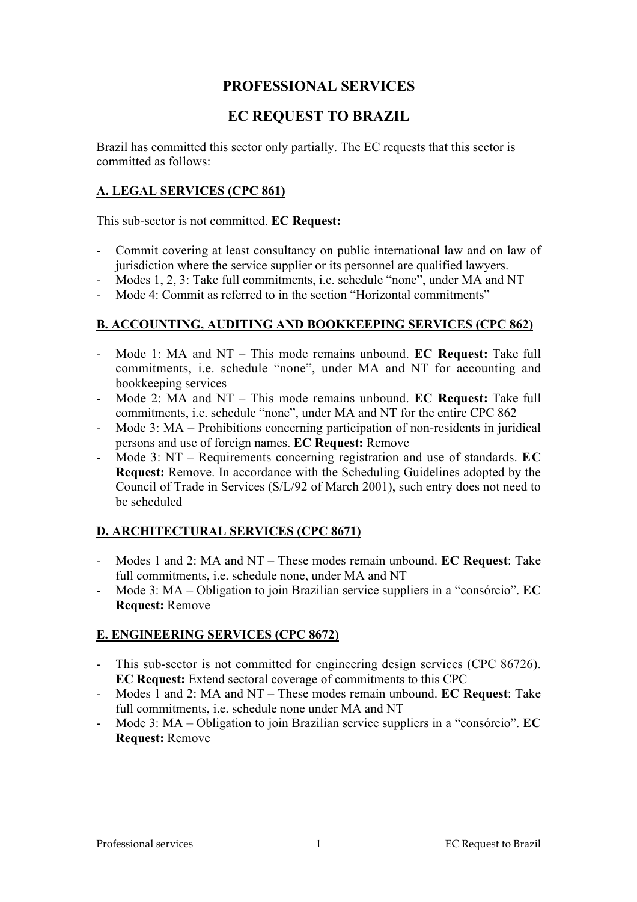# PROFESSIONAL SERVICES

# EC REQUEST TO BRAZIL

Brazil has committed this sector only partially. The EC requests that this sector is committed as follows:

## A. LEGAL SERVICES (CPC 861)

This sub-sector is not committed. **EC Request:**

- Commit covering at least consultancy on public international law and on law of jurisdiction where the service supplier or its personnel are qualified lawyers.
- Modes 1, 2, 3: Take full commitments, i.e. schedule "none", under MA and NT
- Mode 4: Commit as referred to in the section "Horizontal commitments"

## B. ACCOUNTING, AUDITING AND BOOKKEEPING SERVICES (CPC 862)

- Mode 1: MA and NT – This mode remains unbound. **EC Request:** Take full commitments, i.e. schedule "none", under MA and NT for accounting and bookkeeping services
- Mode 2: MA and NT – This mode remains unbound. **EC Request:** Take full commitments, i.e. schedule "none", under MA and NT for the entire CPC 862
- Mode 3: MA – Prohibitions concerning participation of non-residents in juridical persons and use of foreign names. **EC Request:** Remove
- Mode 3: NT – Requirements concerning registration and use of standards. **EC Request:** Remove. In accordance with the Scheduling Guidelines adopted by the Council of Trade in Services (S/L/92 of March 2001), such entry does not need to be scheduled

## D. ARCHITECTURAL SERVICES (CPC 8671)

- Modes 1 and 2: MA and NT – These modes remain unbound. **EC Request**: Take full commitments, i.e. schedule none, under MA and NT
- Mode 3: MA – Obligation to join Brazilian service suppliers in a "consórcio". **EC Request:** Remove

## E. ENGINEERING SERVICES (CPC 8672)

- This sub-sector is not committed for engineering design services (CPC 86726). **EC Request:** Extend sectoral coverage of commitments to this CPC
- Modes 1 and 2: MA and NT – These modes remain unbound. **EC Request**: Take full commitments, i.e. schedule none under MA and NT
- Mode 3: MA – Obligation to join Brazilian service suppliers in a "consórcio". **EC Request:** Remove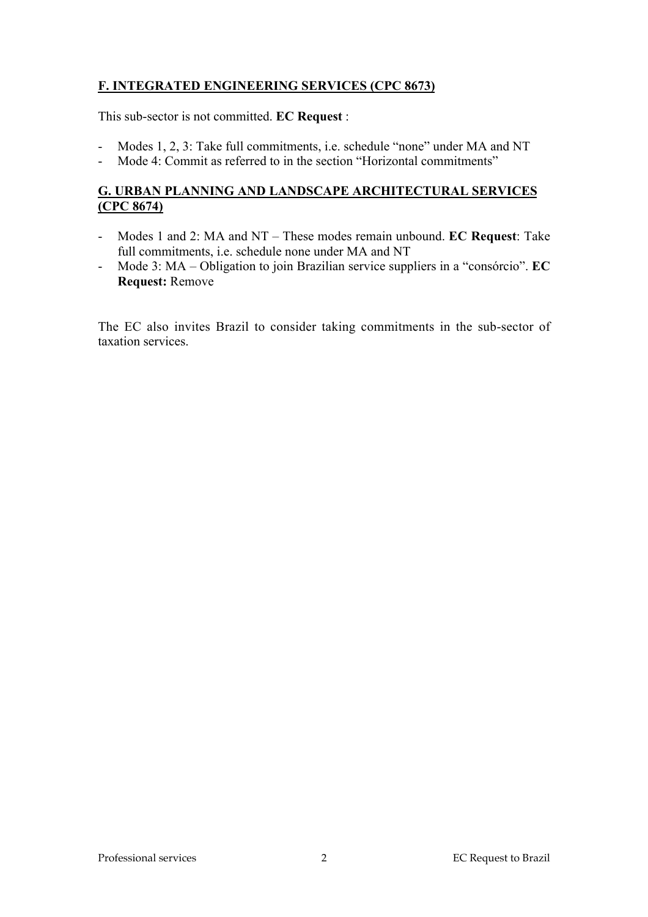**<u>F. INTEGRATED ENGINEERING SERVICES (CPC 8673)</u>**

This sub-sector is not committed. **EC Request** :

- Modes 1, 2, 3: Take full commitments, i.e. schedule "none" under MA and NT
- Mode 4: Commit as referred to in the section "Horizontal commitments"

**<u>G. URBAN PLANNING AND LANDSCAPE ARCHITECTURAL SERVICES (CPC 8674)</u>**

- Modes 1 and 2: MA and NT – These modes remain unbound. **EC Request**: Take full commitments, i.e. schedule none under MA and NT
- Mode 3: MA – Obligation to join Brazilian service suppliers in a "consórcio". **EC Request:** Remove

The EC also invites Brazil to consider taking commitments in the sub-sector of taxation services.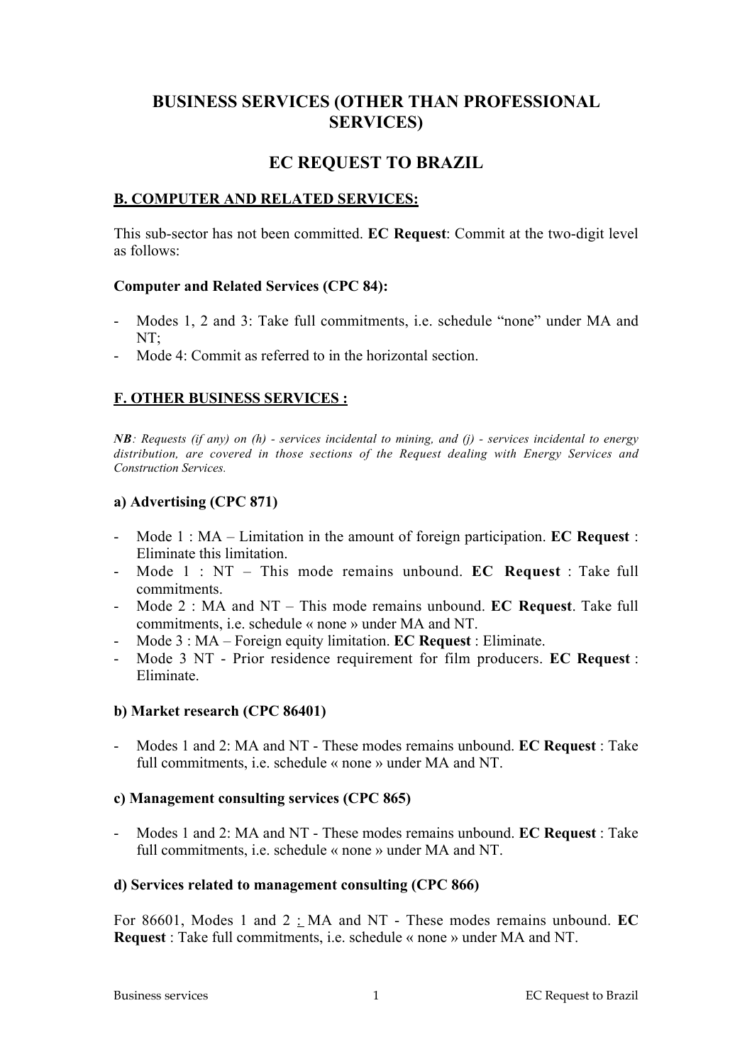# BUSINESS SERVICES (OTHER THAN PROFESSIONAL SERVICES)

# EC REQUEST TO BRAZIL

## B. COMPUTER AND RELATED SERVICES:

This sub-sector has not been committed. **EC Request**: Commit at the two-digit level as follows:

**Computer and Related Services (CPC 84):**

- Modes 1, 2 and 3: Take full commitments, i.e. schedule "none" under MA and NT;
- Mode 4: Commit as referred to in the horizontal section.

## F. OTHER BUSINESS SERVICES :

***NB****: Requests (if any) on (h) - services incidental to mining, and (j) - services incidental to energy distribution, are covered in those sections of the Request dealing with Energy Services and Construction Services.*

### a) Advertising (CPC 871)

- Mode 1 : MA – Limitation in the amount of foreign participation. **EC Request** : Eliminate this limitation.
- Mode 1 : NT – This mode remains unbound. **EC Request** : Take full commitments.
- Mode 2 : MA and NT – This mode remains unbound. **EC Request**. Take full commitments, i.e. schedule « none » under MA and NT.
- Mode 3 : MA – Foreign equity limitation. **EC Request** : Eliminate.
- Mode 3 NT - Prior residence requirement for film producers. **EC Request** : Eliminate.

### b) Market research (CPC 86401)

- Modes 1 and 2: MA and NT - These modes remains unbound. **EC Request** : Take full commitments, i.e. schedule « none » under MA and NT.

### c) Management consulting services (CPC 865)

- Modes 1 and 2: MA and NT - These modes remains unbound. **EC Request** : Take full commitments, i.e. schedule « none » under MA and NT.

### d) Services related to management consulting (CPC 866)

For 86601, Modes 1 and 2 : MA and NT - These modes remains unbound. **EC Request** : Take full commitments, i.e. schedule « none » under MA and NT.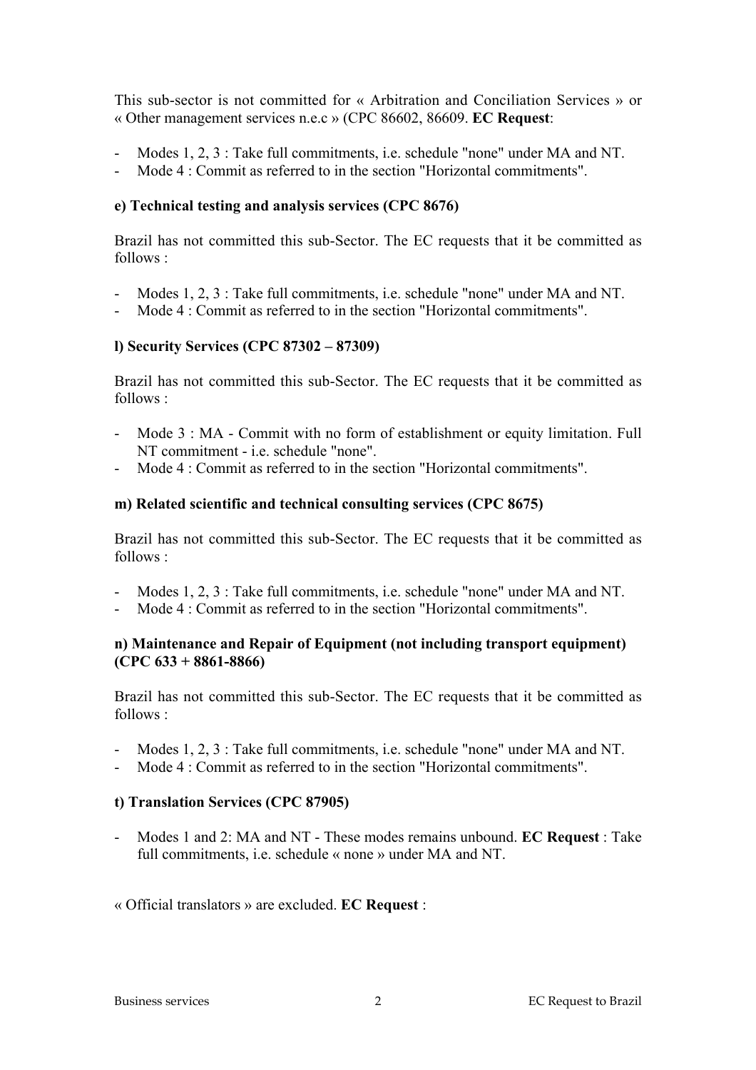This sub-sector is not committed for « Arbitration and Conciliation Services » or « Other management services n.e.c » (CPC 86602, 86609. **EC Request**:

- Modes 1, 2, 3 : Take full commitments, i.e. schedule "none" under MA and NT.
- Mode 4 : Commit as referred to in the section "Horizontal commitments".

**e) Technical testing and analysis services (CPC 8676)**

Brazil has not committed this sub-Sector. The EC requests that it be committed as follows :

- Modes 1, 2, 3 : Take full commitments, i.e. schedule "none" under MA and NT.
- Mode 4 : Commit as referred to in the section "Horizontal commitments".

**l) Security Services (CPC 87302 – 87309)**

Brazil has not committed this sub-Sector. The EC requests that it be committed as follows :

- Mode 3 : MA - Commit with no form of establishment or equity limitation. Full NT commitment - i.e. schedule "none".
- Mode 4 : Commit as referred to in the section "Horizontal commitments".

**m) Related scientific and technical consulting services (CPC 8675)**

Brazil has not committed this sub-Sector. The EC requests that it be committed as follows :

- Modes 1, 2, 3 : Take full commitments, i.e. schedule "none" under MA and NT.
- Mode 4 : Commit as referred to in the section "Horizontal commitments".

**n) Maintenance and Repair of Equipment (not including transport equipment) (CPC 633 + 8861-8866)**

Brazil has not committed this sub-Sector. The EC requests that it be committed as follows :

- Modes 1, 2, 3 : Take full commitments, i.e. schedule "none" under MA and NT.
- Mode 4 : Commit as referred to in the section "Horizontal commitments".

**t) Translation Services (CPC 87905)**

- Modes 1 and 2: MA and NT - These modes remains unbound. **EC Request** : Take full commitments, i.e. schedule « none » under MA and NT.

« Official translators » are excluded. **EC Request** :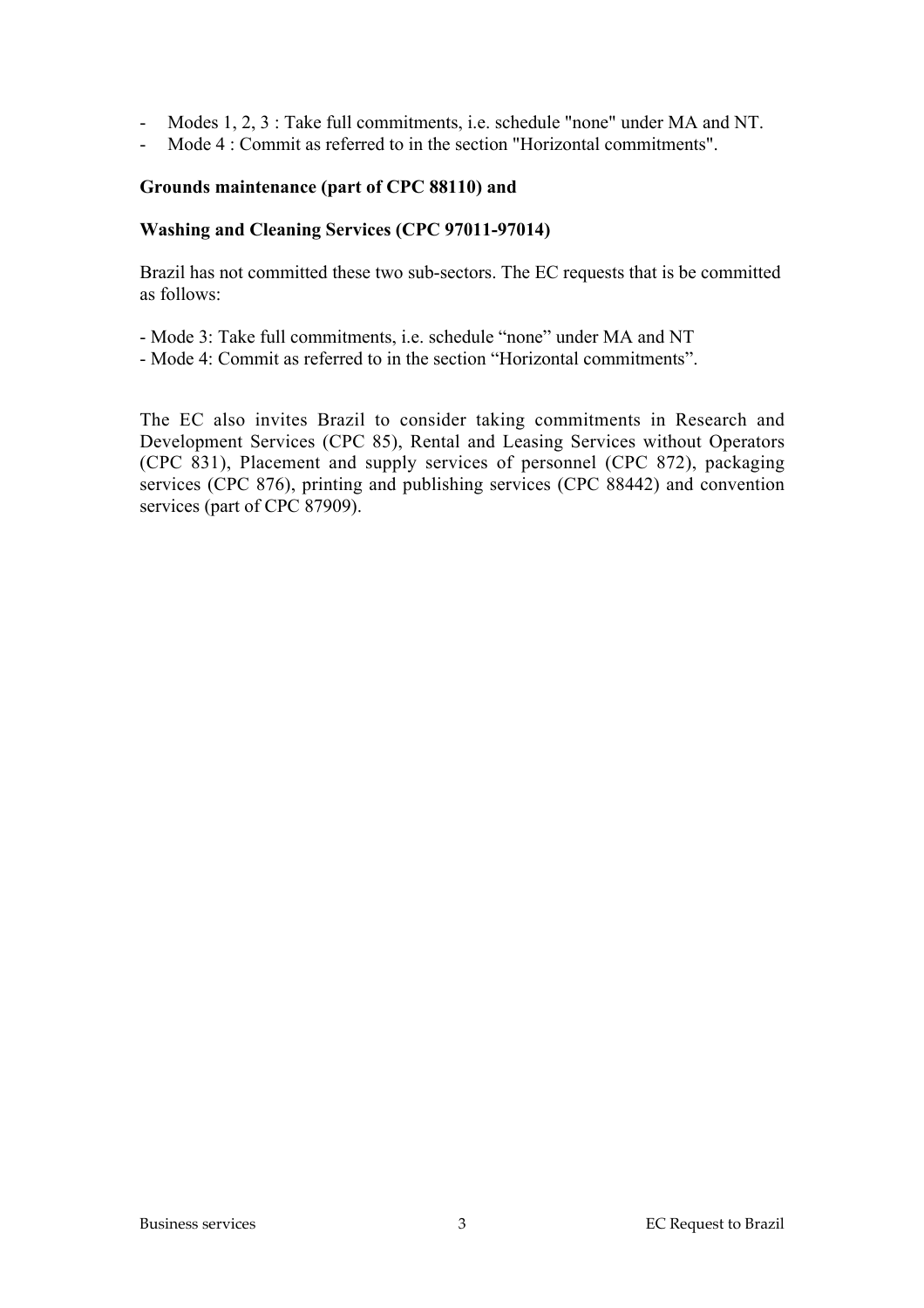- Modes 1, 2, 3 : Take full commitments, i.e. schedule "none" under MA and NT.
- Mode 4 : Commit as referred to in the section "Horizontal commitments".

**Grounds maintenance (part of CPC 88110) and**

**Washing and Cleaning Services (CPC 97011-97014)**

Brazil has not committed these two sub-sectors. The EC requests that is be committed as follows:

- Mode 3: Take full commitments, i.e. schedule “none” under MA and NT
- Mode 4: Commit as referred to in the section “Horizontal commitments”.

The EC also invites Brazil to consider taking commitments in Research and Development Services (CPC 85), Rental and Leasing Services without Operators (CPC 831), Placement and supply services of personnel (CPC 872), packaging services (CPC 876), printing and publishing services (CPC 88442) and convention services (part of CPC 87909).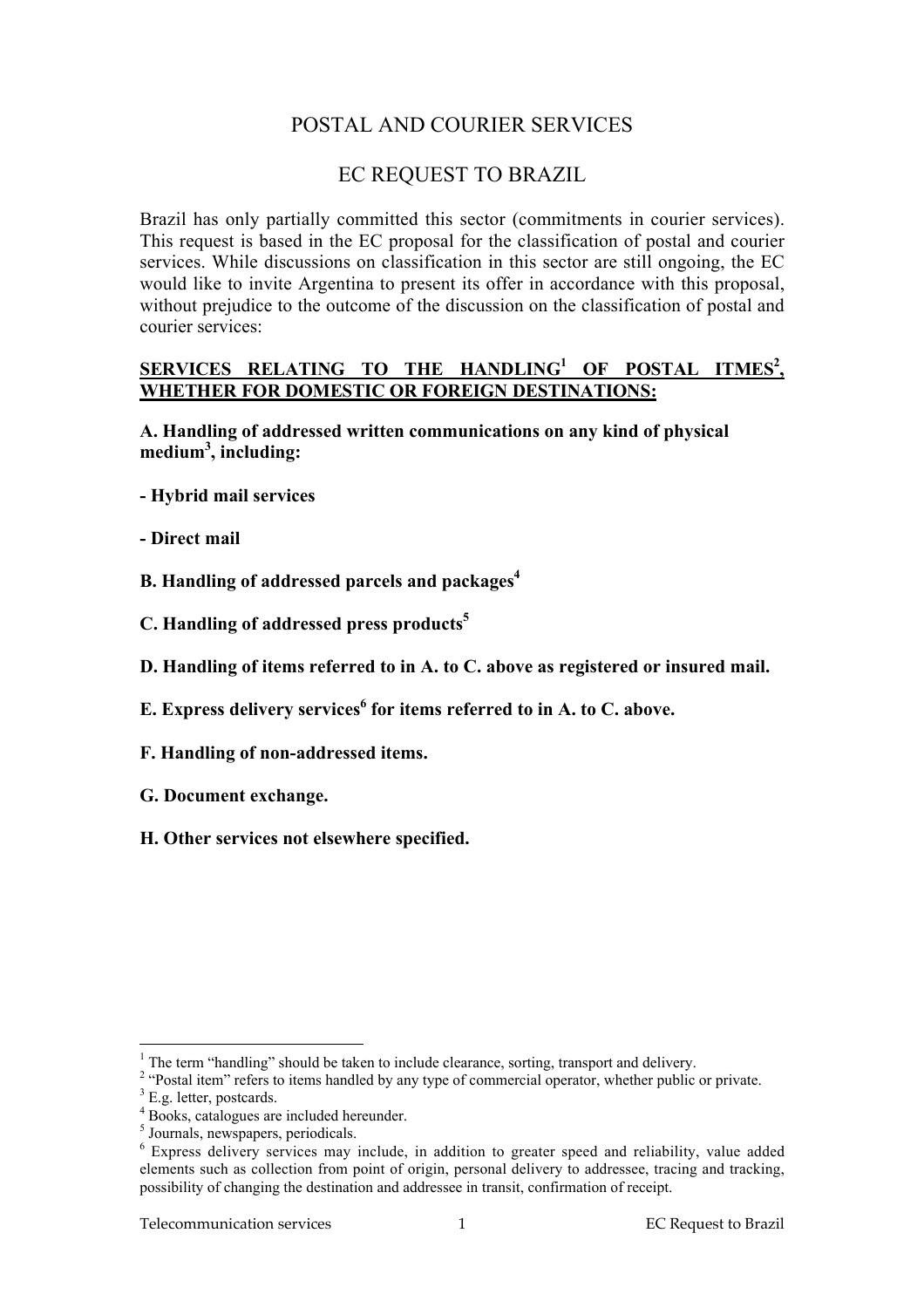# POSTAL AND COURIER SERVICES

## EC REQUEST TO BRAZIL

Brazil has only partially committed this sector (commitments in courier services). This request is based in the EC proposal for the classification of postal and courier services. While discussions on classification in this sector are still ongoing, the EC would like to invite Argentina to present its offer in accordance with this proposal, without prejudice to the outcome of the discussion on the classification of postal and courier services:

**SERVICES RELATING TO THE HANDLING[1] OF POSTAL ITMES[2], WHETHER FOR DOMESTIC OR FOREIGN DESTINATIONS:**

**A. Handling of addressed written communications on any kind of physical medium[3], including:**

**- Hybrid mail services**

**- Direct mail**

**B. Handling of addressed parcels and packages[4]**

**C. Handling of addressed press products[5]**

**D. Handling of items referred to in A. to C. above as registered or insured mail.**

**E. Express delivery services[6] for items referred to in A. to C. above.**

**F. Handling of non-addressed items.**

**G. Document exchange.**

**H. Other services not elsewhere specified.**

---

[1] The term "handling" should be taken to include clearance, sorting, transport and delivery.

[2] "Postal item" refers to items handled by any type of commercial operator, whether public or private.

[3] E.g. letter, postcards.

[4] Books, catalogues are included hereunder.

[5] Journals, newspapers, periodicals.

[6] Express delivery services may include, in addition to greater speed and reliability, value added elements such as collection from point of origin, personal delivery to addressee, tracing and tracking, possibility of changing the destination and addressee in transit, confirmation of receipt.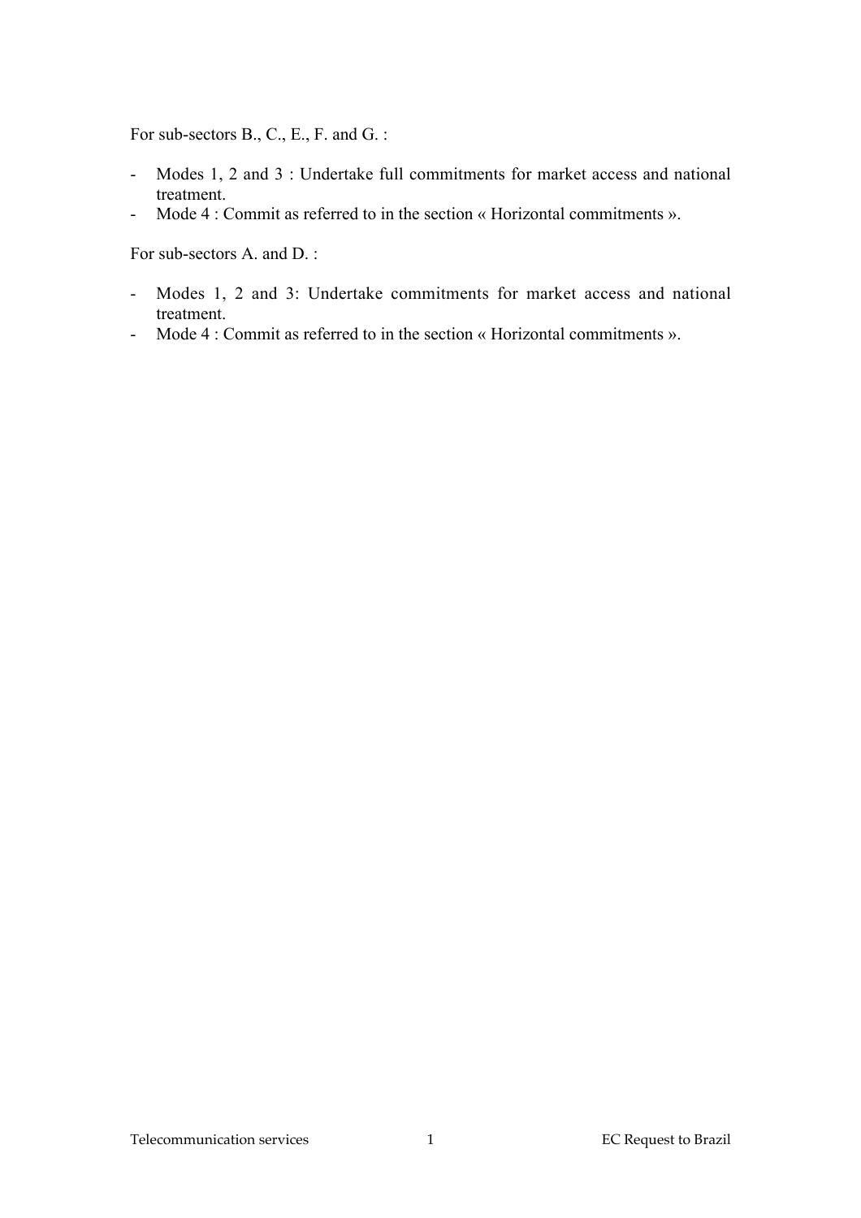For sub-sectors B., C., E., F. and G. :

- Modes 1, 2 and 3 : Undertake full commitments for market access and national treatment.
- Mode 4 : Commit as referred to in the section « Horizontal commitments ».

For sub-sectors A. and D. :

- Modes 1, 2 and 3: Undertake commitments for market access and national treatment.
- Mode 4 : Commit as referred to in the section « Horizontal commitments ».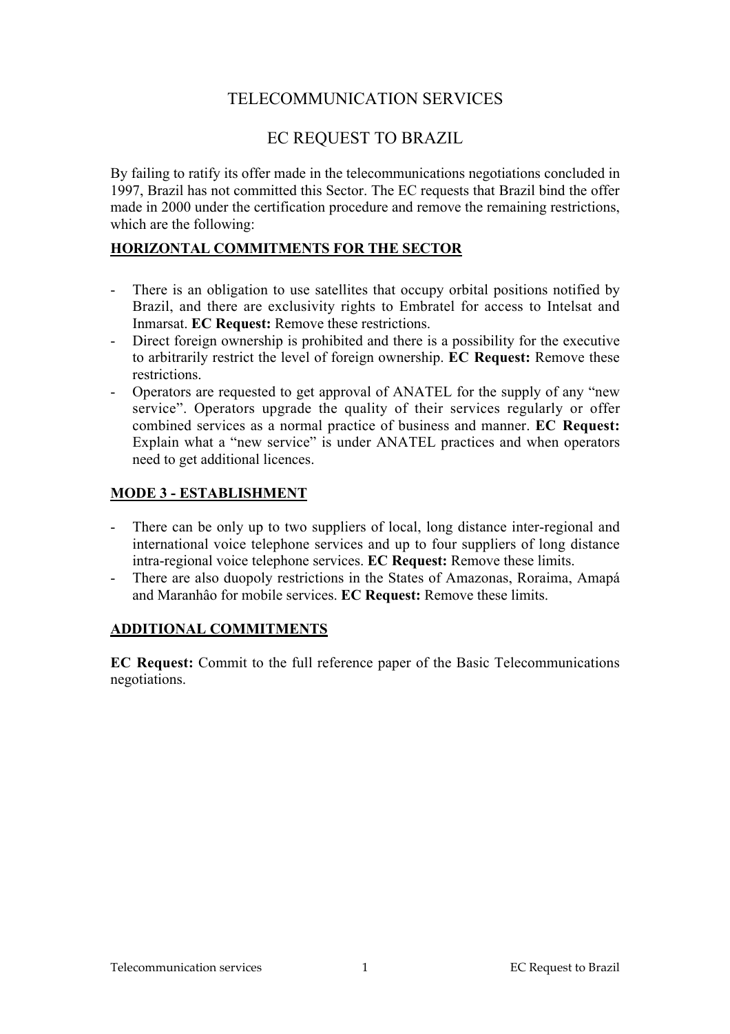# TELECOMMUNICATION SERVICES

## EC REQUEST TO BRAZIL

By failing to ratify its offer made in the telecommunications negotiations concluded in 1997, Brazil has not committed this Sector. The EC requests that Brazil bind the offer made in 2000 under the certification procedure and remove the remaining restrictions, which are the following:

### HORIZONTAL COMMITMENTS FOR THE SECTOR

- There is an obligation to use satellites that occupy orbital positions notified by Brazil, and there are exclusivity rights to Embratel for access to Intelsat and Inmarsat. **EC Request:** Remove these restrictions.
- Direct foreign ownership is prohibited and there is a possibility for the executive to arbitrarily restrict the level of foreign ownership. **EC Request:** Remove these restrictions.
- Operators are requested to get approval of ANATEL for the supply of any "new service". Operators upgrade the quality of their services regularly or offer combined services as a normal practice of business and manner. **EC Request:** Explain what a "new service" is under ANATEL practices and when operators need to get additional licences.

### MODE 3 - ESTABLISHMENT

- There can be only up to two suppliers of local, long distance inter-regional and international voice telephone services and up to four suppliers of long distance intra-regional voice telephone services. **EC Request:** Remove these limits.
- There are also duopoly restrictions in the States of Amazonas, Roraima, Amapá and Maranhâo for mobile services. **EC Request:** Remove these limits.

### ADDITIONAL COMMITMENTS

**EC Request:** Commit to the full reference paper of the Basic Telecommunications negotiations.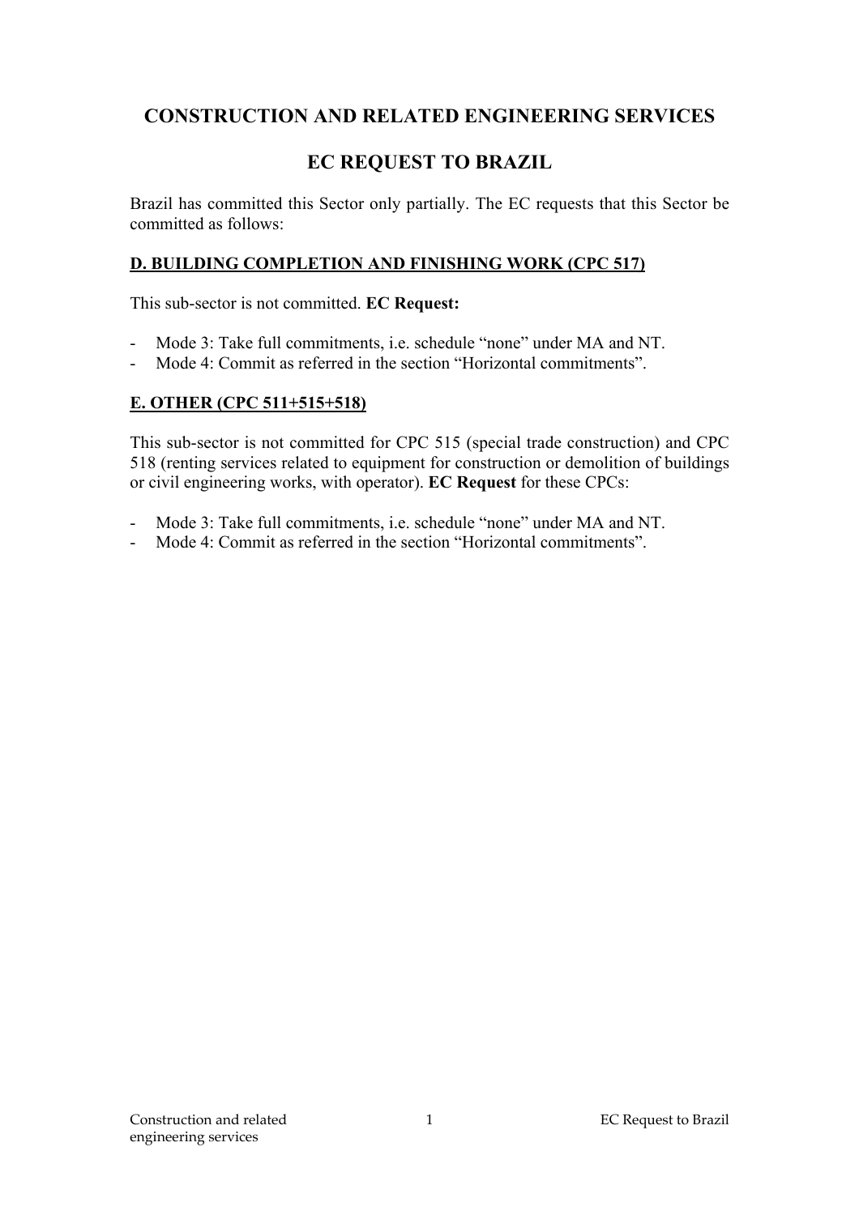# CONSTRUCTION AND RELATED ENGINEERING SERVICES

## EC REQUEST TO BRAZIL

Brazil has committed this Sector only partially. The EC requests that this Sector be committed as follows:

### D. BUILDING COMPLETION AND FINISHING WORK (CPC 517)

This sub-sector is not committed. **EC Request:**

- Mode 3: Take full commitments, i.e. schedule "none" under MA and NT.
- Mode 4: Commit as referred in the section "Horizontal commitments".

### E. OTHER (CPC 511+515+518)

This sub-sector is not committed for CPC 515 (special trade construction) and CPC 518 (renting services related to equipment for construction or demolition of buildings or civil engineering works, with operator). **EC Request** for these CPCs:

- Mode 3: Take full commitments, i.e. schedule "none" under MA and NT.
- Mode 4: Commit as referred in the section "Horizontal commitments".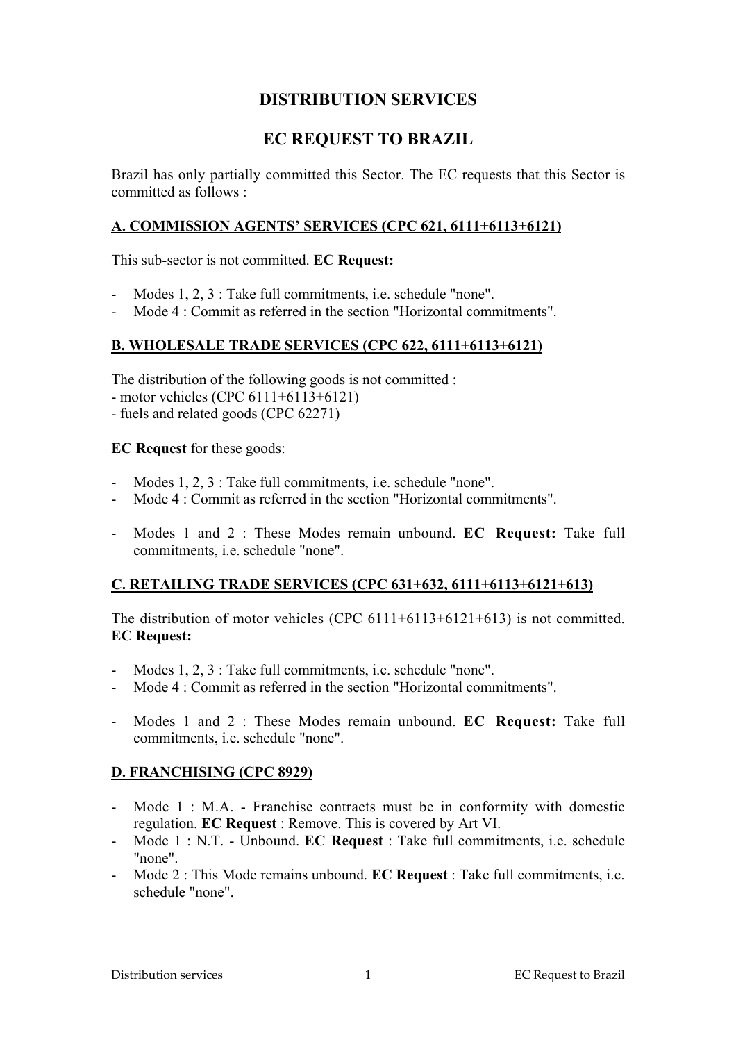# DISTRIBUTION SERVICES

# EC REQUEST TO BRAZIL

Brazil has only partially committed this Sector. The EC requests that this Sector is committed as follows :

## A. COMMISSION AGENTS' SERVICES (CPC 621, 6111+6113+6121)

This sub-sector is not committed. **EC Request:**

- Modes 1, 2, 3 : Take full commitments, i.e. schedule "none".
- Mode 4 : Commit as referred in the section "Horizontal commitments".

## B. WHOLESALE TRADE SERVICES (CPC 622, 6111+6113+6121)

The distribution of the following goods is not committed :
- motor vehicles (CPC 6111+6113+6121)
- fuels and related goods (CPC 62271)

**EC Request** for these goods:

- Modes 1, 2, 3 : Take full commitments, i.e. schedule "none".
- Mode 4 : Commit as referred in the section "Horizontal commitments".

- Modes 1 and 2 : These Modes remain unbound. **EC Request:** Take full commitments, i.e. schedule "none".

## C. RETAILING TRADE SERVICES (CPC 631+632, 6111+6113+6121+613)

The distribution of motor vehicles (CPC 6111+6113+6121+613) is not committed. **EC Request:**

- Modes 1, 2, 3 : Take full commitments, i.e. schedule "none".
- Mode 4 : Commit as referred in the section "Horizontal commitments".

- Modes 1 and 2 : These Modes remain unbound. **EC Request:** Take full commitments, i.e. schedule "none".

## D. FRANCHISING (CPC 8929)

- Mode 1 : M.A. - Franchise contracts must be in conformity with domestic regulation. **EC Request** : Remove. This is covered by Art VI.
- Mode 1 : N.T. - Unbound. **EC Request** : Take full commitments, i.e. schedule "none".
- Mode 2 : This Mode remains unbound. **EC Request** : Take full commitments, i.e. schedule "none".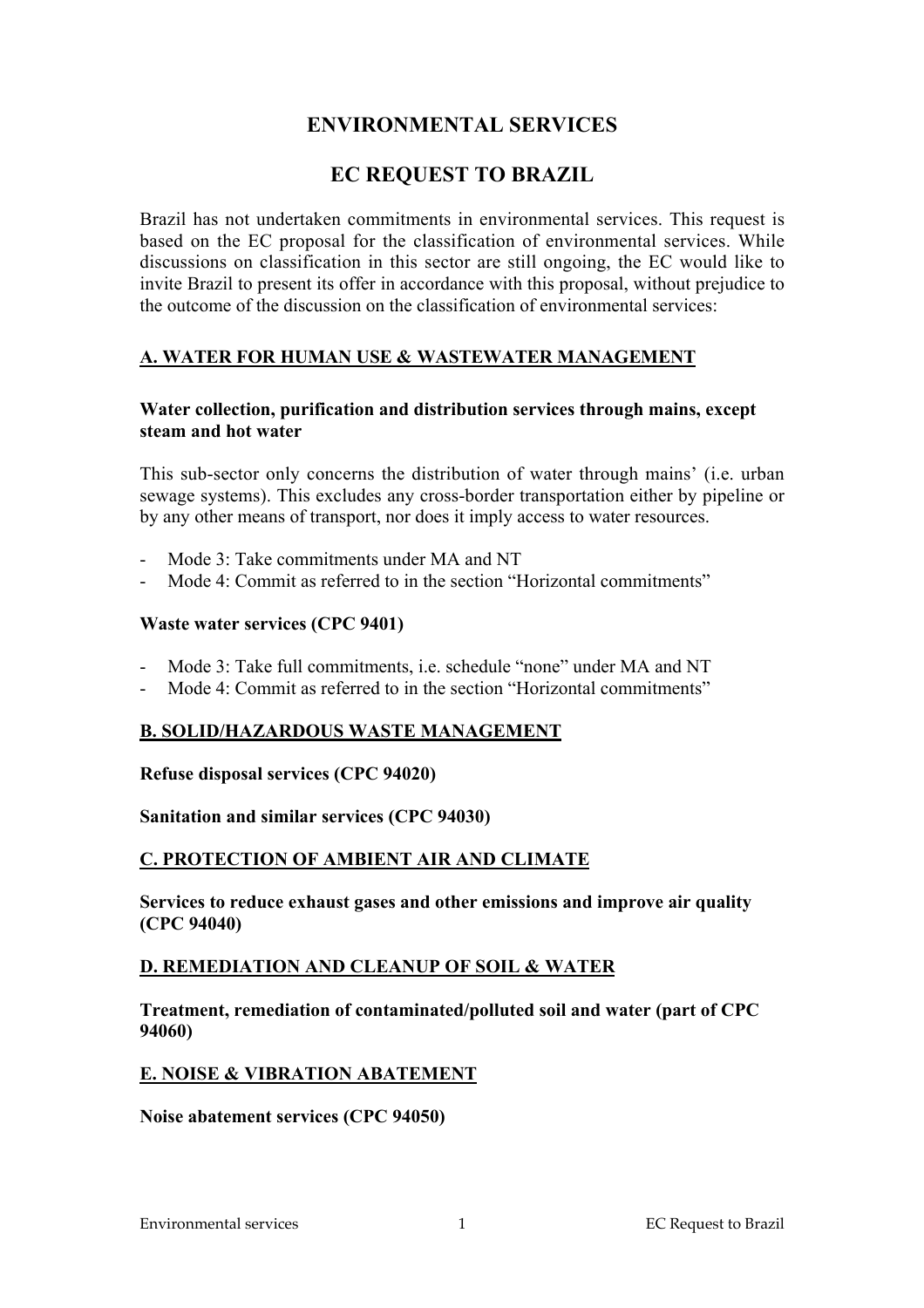# ENVIRONMENTAL SERVICES

# EC REQUEST TO BRAZIL

Brazil has not undertaken commitments in environmental services. This request is based on the EC proposal for the classification of environmental services. While discussions on classification in this sector are still ongoing, the EC would like to invite Brazil to present its offer in accordance with this proposal, without prejudice to the outcome of the discussion on the classification of environmental services:

## A. WATER FOR HUMAN USE & WASTEWATER MANAGEMENT

### Water collection, purification and distribution services through mains, except steam and hot water

This sub-sector only concerns the distribution of water through mains' (i.e. urban sewage systems). This excludes any cross-border transportation either by pipeline or by any other means of transport, nor does it imply access to water resources.

- Mode 3: Take commitments under MA and NT
- Mode 4: Commit as referred to in the section "Horizontal commitments"

### Waste water services (CPC 9401)

- Mode 3: Take full commitments, i.e. schedule "none" under MA and NT
- Mode 4: Commit as referred to in the section "Horizontal commitments"

## B. SOLID/HAZARDOUS WASTE MANAGEMENT

**Refuse disposal services (CPC 94020)**

**Sanitation and similar services (CPC 94030)**

## C. PROTECTION OF AMBIENT AIR AND CLIMATE

**Services to reduce exhaust gases and other emissions and improve air quality (CPC 94040)**

## D. REMEDIATION AND CLEANUP OF SOIL & WATER

**Treatment, remediation of contaminated/polluted soil and water (part of CPC 94060)**

## E. NOISE & VIBRATION ABATEMENT

**Noise abatement services (CPC 94050)**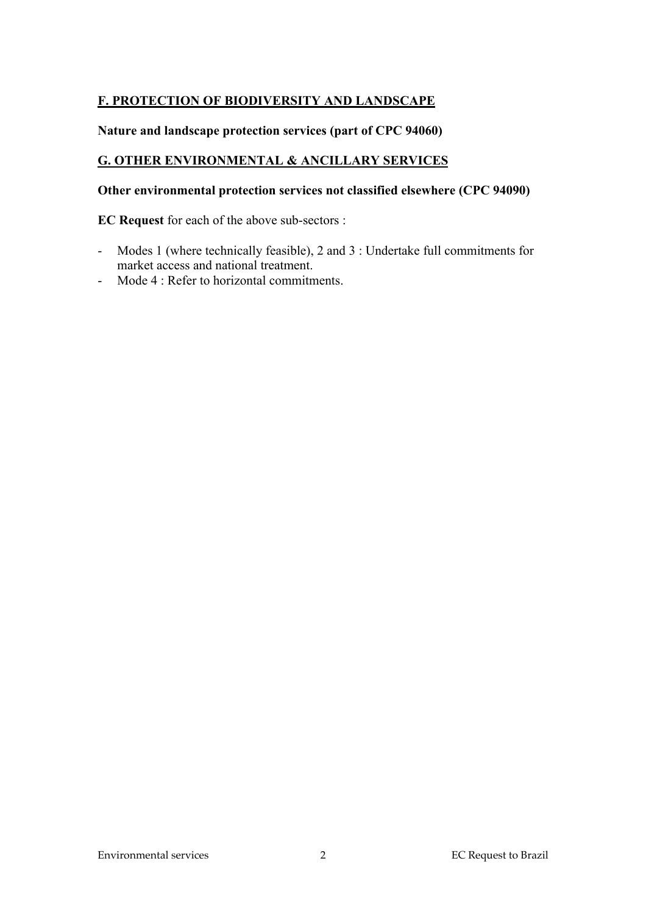## F. PROTECTION OF BIODIVERSITY AND LANDSCAPE

**Nature and landscape protection services (part of CPC 94060)**

## G. OTHER ENVIRONMENTAL & ANCILLARY SERVICES

**Other environmental protection services not classified elsewhere (CPC 94090)**

**EC Request** for each of the above sub-sectors :

- Modes 1 (where technically feasible), 2 and 3 : Undertake full commitments for market access and national treatment.
- Mode 4 : Refer to horizontal commitments.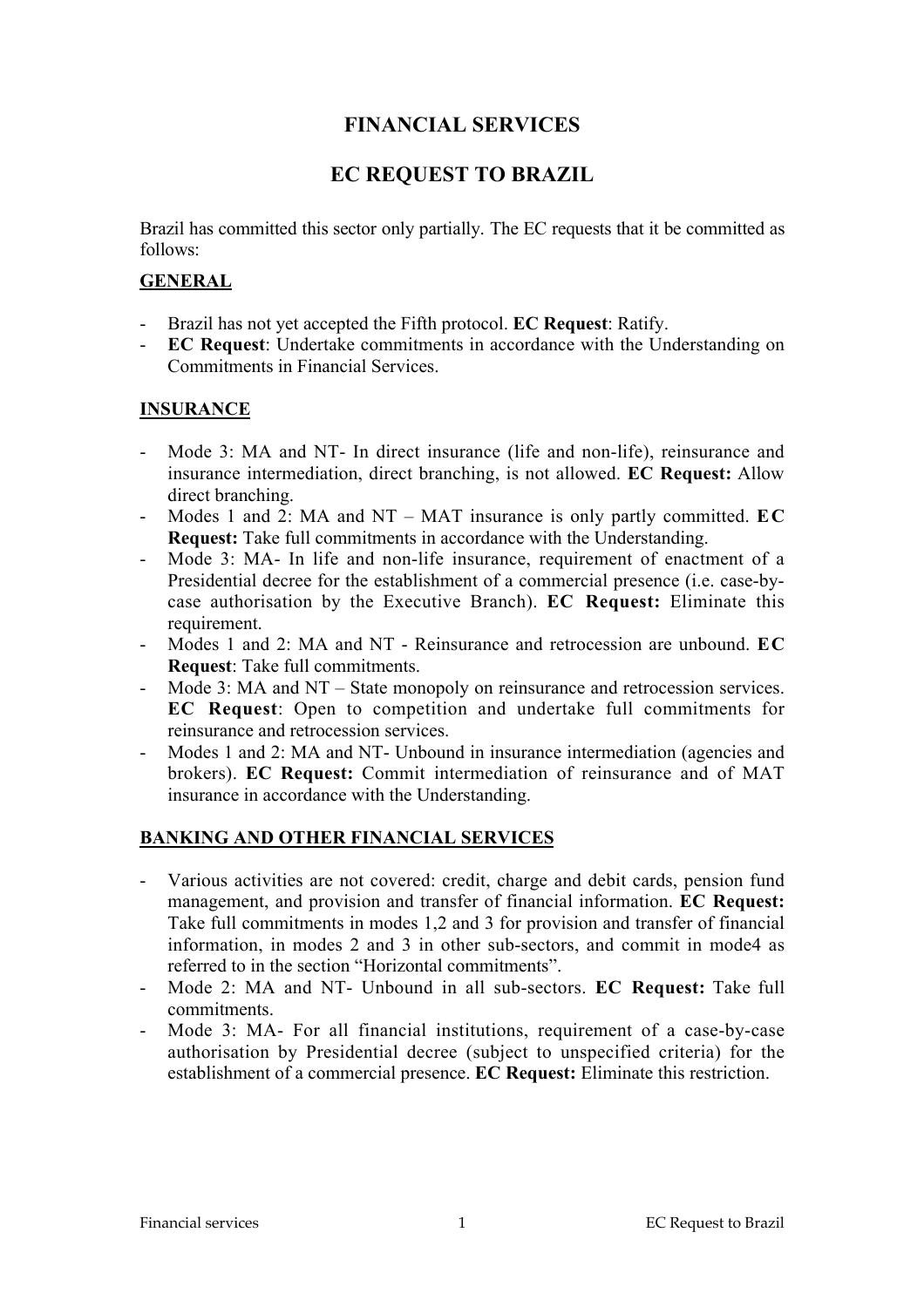# FINANCIAL SERVICES

# EC REQUEST TO BRAZIL

Brazil has committed this sector only partially. The EC requests that it be committed as follows:

## GENERAL

- Brazil has not yet accepted the Fifth protocol. **EC Request**: Ratify.
- **EC Request**: Undertake commitments in accordance with the Understanding on Commitments in Financial Services.

## INSURANCE

- Mode 3: MA and NT- In direct insurance (life and non-life), reinsurance and insurance intermediation, direct branching, is not allowed. **EC Request:** Allow direct branching.
- Modes 1 and 2: MA and NT – MAT insurance is only partly committed. **EC Request:** Take full commitments in accordance with the Understanding.
- Mode 3: MA- In life and non-life insurance, requirement of enactment of a Presidential decree for the establishment of a commercial presence (i.e. case-by-case authorisation by the Executive Branch). **EC Request:** Eliminate this requirement.
- Modes 1 and 2: MA and NT - Reinsurance and retrocession are unbound. **EC Request**: Take full commitments.
- Mode 3: MA and NT – State monopoly on reinsurance and retrocession services. **EC Request**: Open to competition and undertake full commitments for reinsurance and retrocession services.
- Modes 1 and 2: MA and NT- Unbound in insurance intermediation (agencies and brokers). **EC Request:** Commit intermediation of reinsurance and of MAT insurance in accordance with the Understanding.

## BANKING AND OTHER FINANCIAL SERVICES

- Various activities are not covered: credit, charge and debit cards, pension fund management, and provision and transfer of financial information. **EC Request:** Take full commitments in modes 1,2 and 3 for provision and transfer of financial information, in modes 2 and 3 in other sub-sectors, and commit in mode4 as referred to in the section "Horizontal commitments".
- Mode 2: MA and NT- Unbound in all sub-sectors. **EC Request:** Take full commitments.
- Mode 3: MA- For all financial institutions, requirement of a case-by-case authorisation by Presidential decree (subject to unspecified criteria) for the establishment of a commercial presence. **EC Request:** Eliminate this restriction.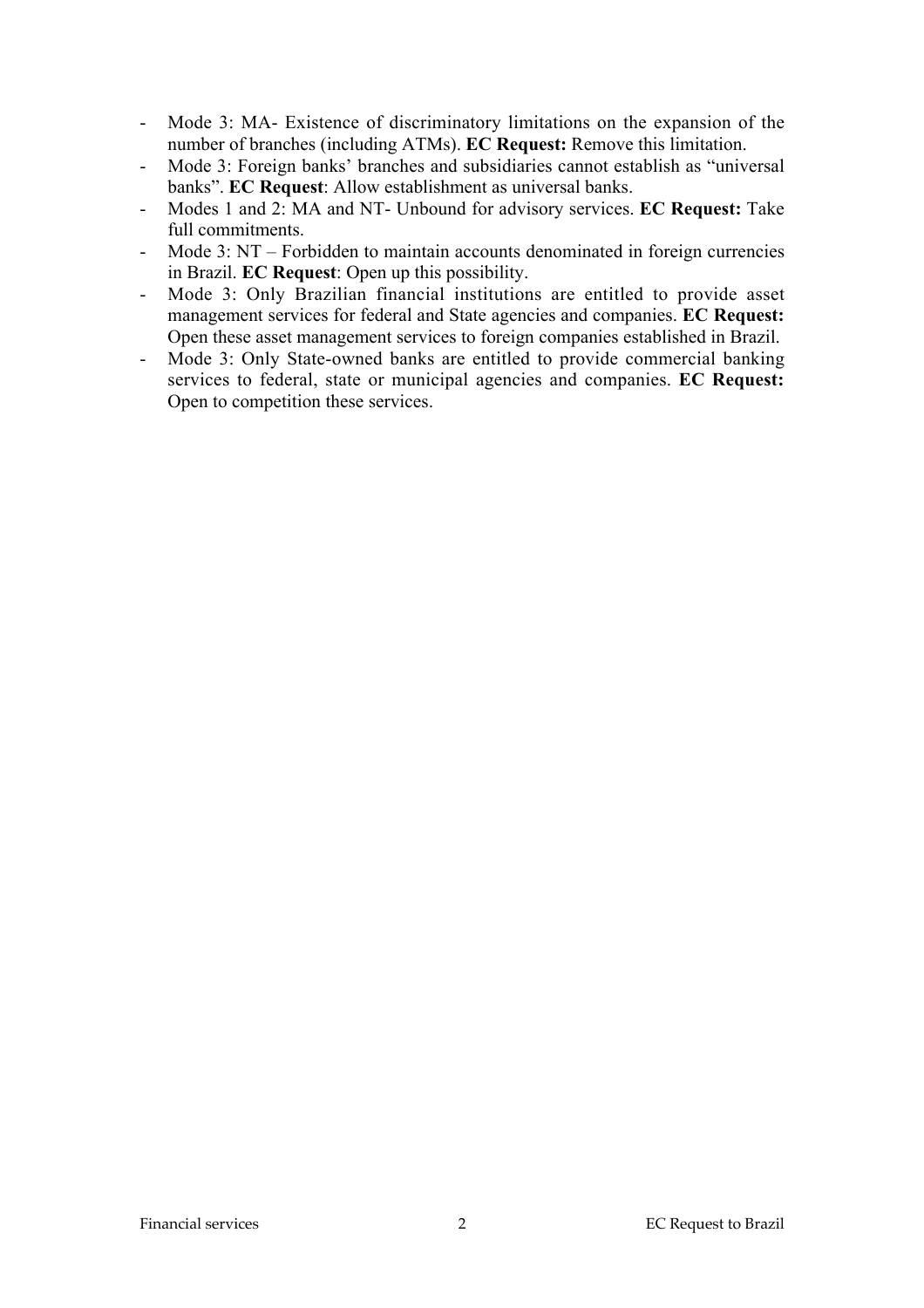- Mode 3: MA- Existence of discriminatory limitations on the expansion of the number of branches (including ATMs). **EC Request:** Remove this limitation.
- Mode 3: Foreign banks' branches and subsidiaries cannot establish as "universal banks". **EC Request**: Allow establishment as universal banks.
- Modes 1 and 2: MA and NT- Unbound for advisory services. **EC Request:** Take full commitments.
- Mode 3: NT – Forbidden to maintain accounts denominated in foreign currencies in Brazil. **EC Request**: Open up this possibility.
- Mode 3: Only Brazilian financial institutions are entitled to provide asset management services for federal and State agencies and companies. **EC Request:** Open these asset management services to foreign companies established in Brazil.
- Mode 3: Only State-owned banks are entitled to provide commercial banking services to federal, state or municipal agencies and companies. **EC Request:** Open to competition these services.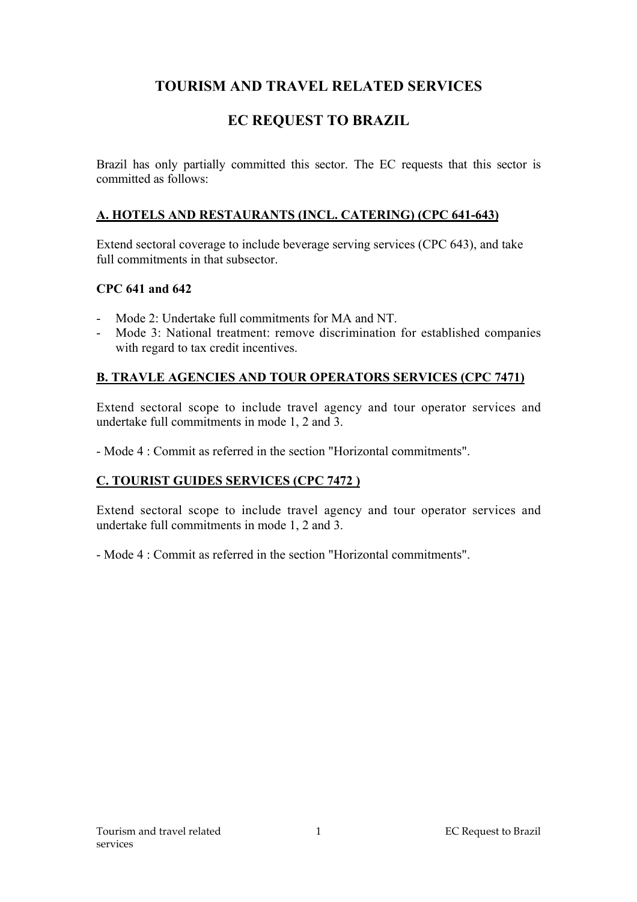# TOURISM AND TRAVEL RELATED SERVICES

# EC REQUEST TO BRAZIL

Brazil has only partially committed this sector. The EC requests that this sector is committed as follows:

## A. HOTELS AND RESTAURANTS (INCL. CATERING) (CPC 641-643)

Extend sectoral coverage to include beverage serving services (CPC 643), and take full commitments in that subsector.

### CPC 641 and 642

- Mode 2: Undertake full commitments for MA and NT.
- Mode 3: National treatment: remove discrimination for established companies with regard to tax credit incentives.

## B. TRAVLE AGENCIES AND TOUR OPERATORS SERVICES (CPC 7471)

Extend sectoral scope to include travel agency and tour operator services and undertake full commitments in mode 1, 2 and 3.

- Mode 4 : Commit as referred in the section "Horizontal commitments".

## C. TOURIST GUIDES SERVICES (CPC 7472 )

Extend sectoral scope to include travel agency and tour operator services and undertake full commitments in mode 1, 2 and 3.

- Mode 4 : Commit as referred in the section "Horizontal commitments".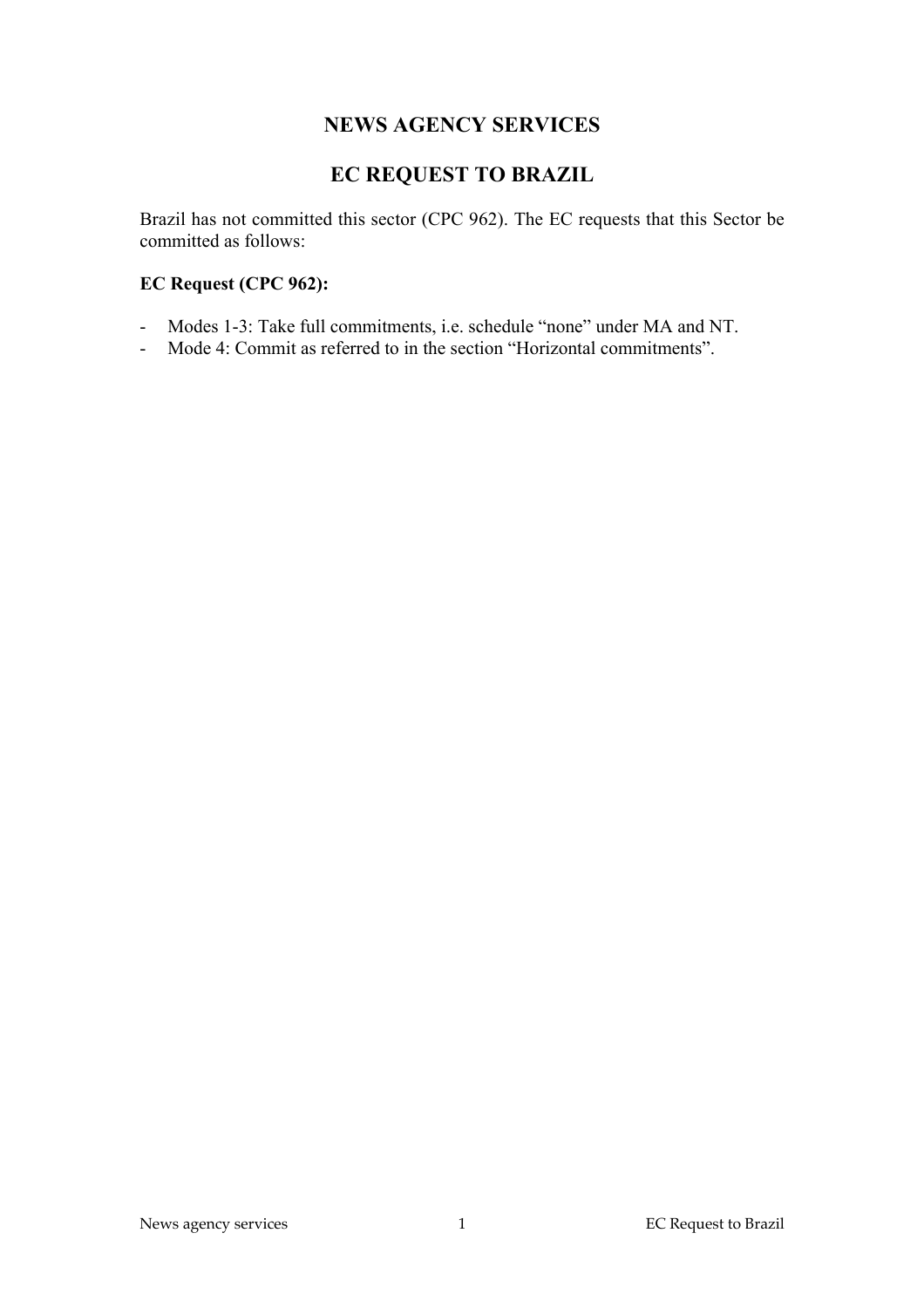# NEWS AGENCY SERVICES

## EC REQUEST TO BRAZIL

Brazil has not committed this sector (CPC 962). The EC requests that this Sector be committed as follows:

**EC Request (CPC 962):**

- Modes 1-3: Take full commitments, i.e. schedule "none" under MA and NT.
- Mode 4: Commit as referred to in the section "Horizontal commitments".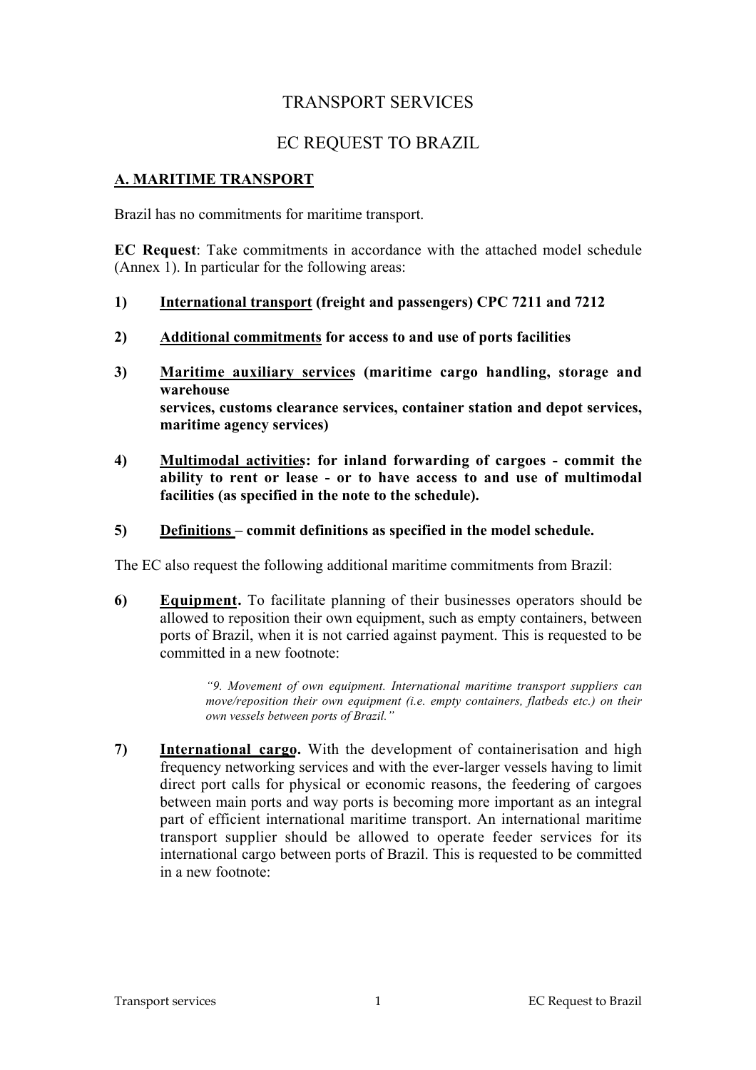# TRANSPORT SERVICES

# EC REQUEST TO BRAZIL

## A. MARITIME TRANSPORT

Brazil has no commitments for maritime transport.

**EC Request**: Take commitments in accordance with the attached model schedule (Annex 1). In particular for the following areas:

1) **International transport (freight and passengers) CPC 7211 and 7212**

2) **Additional commitments for access to and use of ports facilities**

3) **Maritime auxiliary services (maritime cargo handling, storage and warehouse services, customs clearance services, container station and depot services, maritime agency services)**

4) **Multimodal activities: for inland forwarding of cargoes - commit the ability to rent or lease - or to have access to and use of multimodal facilities (as specified in the note to the schedule).**

5) **Definitions – commit definitions as specified in the model schedule.**

The EC also request the following additional maritime commitments from Brazil:

6) **Equipment.** To facilitate planning of their businesses operators should be allowed to reposition their own equipment, such as empty containers, between ports of Brazil, when it is not carried against payment. This is requested to be committed in a new footnote:

> *"9. Movement of own equipment. International maritime transport suppliers can move/reposition their own equipment (i.e. empty containers, flatbeds etc.) on their own vessels between ports of Brazil."*

7) **International cargo.** With the development of containerisation and high frequency networking services and with the ever-larger vessels having to limit direct port calls for physical or economic reasons, the feedering of cargoes between main ports and way ports is becoming more important as an integral part of efficient international maritime transport. An international maritime transport supplier should be allowed to operate feeder services for its international cargo between ports of Brazil. This is requested to be committed in a new footnote: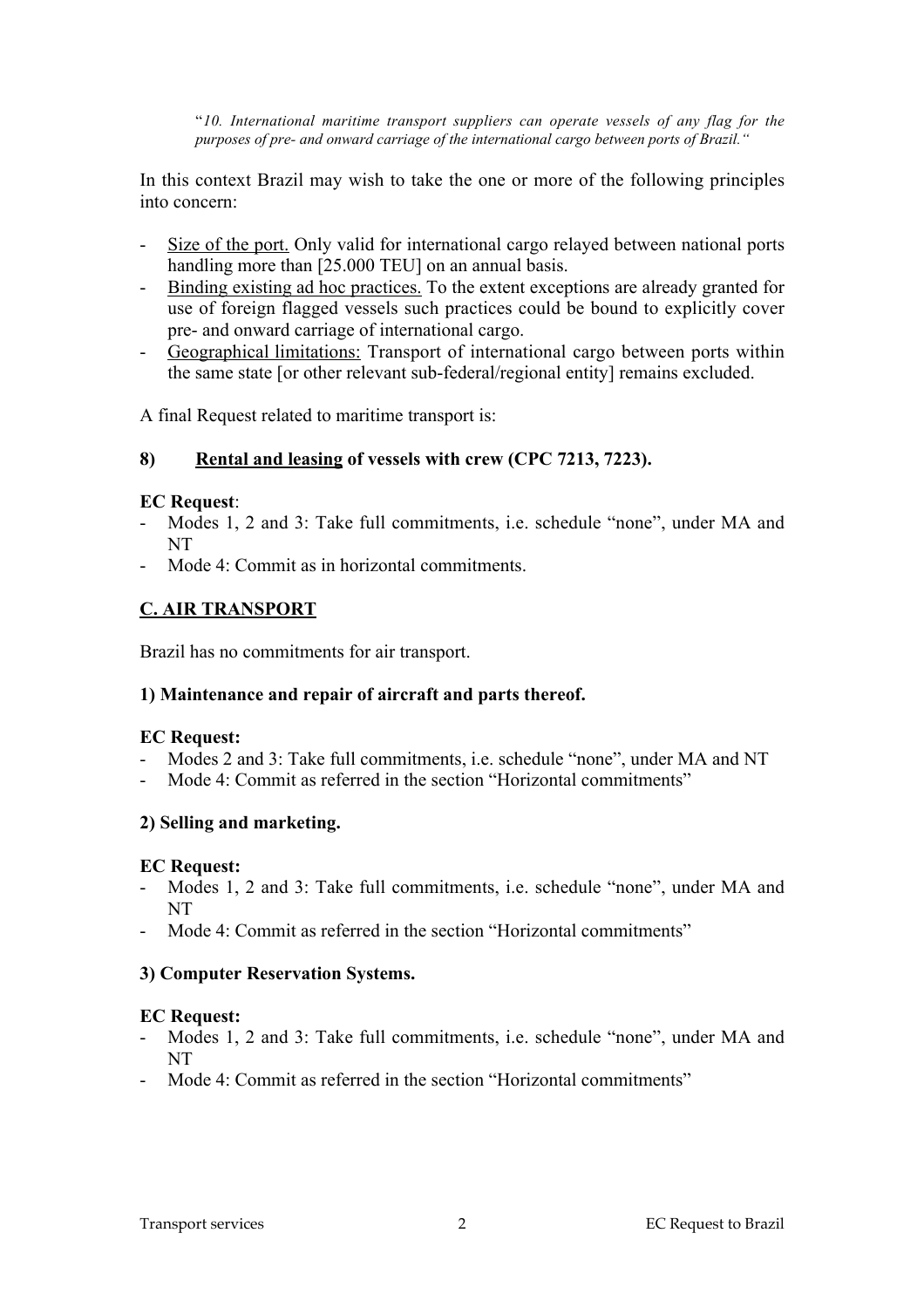"*10. International maritime transport suppliers can operate vessels of any flag for the purposes of pre- and onward carriage of the international cargo between ports of Brazil.*"

In this context Brazil may wish to take the one or more of the following principles into concern:

- Size of the port. Only valid for international cargo relayed between national ports handling more than [25.000 TEU] on an annual basis.
- Binding existing ad hoc practices. To the extent exceptions are already granted for use of foreign flagged vessels such practices could be bound to explicitly cover pre- and onward carriage of international cargo.
- Geographical limitations: Transport of international cargo between ports within the same state [or other relevant sub-federal/regional entity] remains excluded.

A final Request related to maritime transport is:

### 8) Rental and leasing of vessels with crew (CPC 7213, 7223).

**EC Request**:

- Modes 1, 2 and 3: Take full commitments, i.e. schedule "none", under MA and NT
- Mode 4: Commit as in horizontal commitments.

## C. AIR TRANSPORT

Brazil has no commitments for air transport.

### 1) Maintenance and repair of aircraft and parts thereof.

**EC Request:**

- Modes 2 and 3: Take full commitments, i.e. schedule "none", under MA and NT
- Mode 4: Commit as referred in the section "Horizontal commitments"

### 2) Selling and marketing.

**EC Request:**

- Modes 1, 2 and 3: Take full commitments, i.e. schedule "none", under MA and NT
- Mode 4: Commit as referred in the section "Horizontal commitments"

### 3) Computer Reservation Systems.

**EC Request:**

- Modes 1, 2 and 3: Take full commitments, i.e. schedule "none", under MA and NT
- Mode 4: Commit as referred in the section "Horizontal commitments"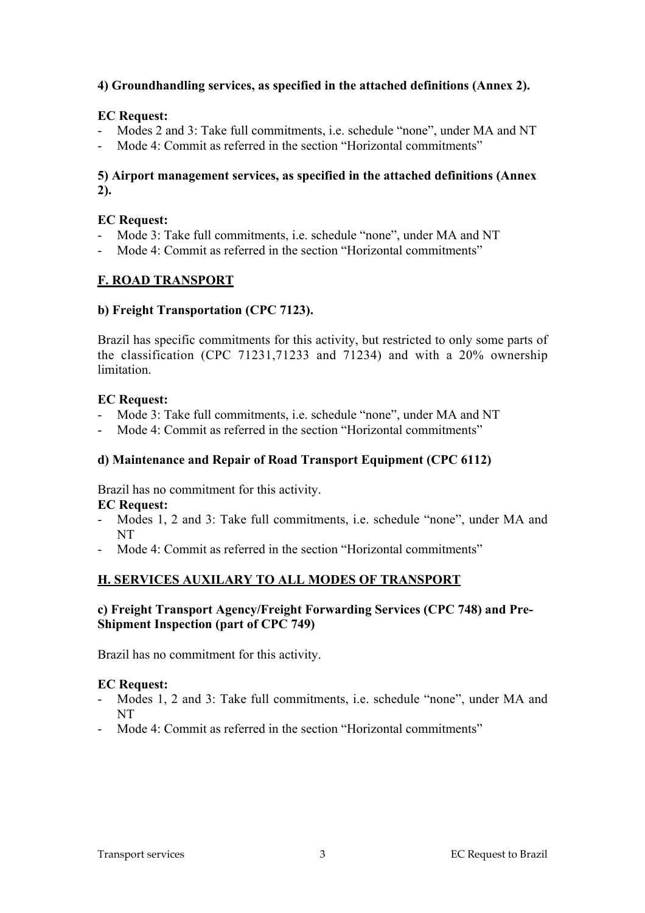**4) Groundhandling services, as specified in the attached definitions (Annex 2).**

**EC Request:**

- Modes 2 and 3: Take full commitments, i.e. schedule "none", under MA and NT
- Mode 4: Commit as referred in the section "Horizontal commitments"

**5) Airport management services, as specified in the attached definitions (Annex 2).**

**EC Request:**

- Mode 3: Take full commitments, i.e. schedule "none", under MA and NT
- Mode 4: Commit as referred in the section "Horizontal commitments"

## F. ROAD TRANSPORT

**b) Freight Transportation (CPC 7123).**

Brazil has specific commitments for this activity, but restricted to only some parts of the classification (CPC 71231,71233 and 71234) and with a 20% ownership limitation.

**EC Request:**

- Mode 3: Take full commitments, i.e. schedule "none", under MA and NT
- Mode 4: Commit as referred in the section "Horizontal commitments"

**d) Maintenance and Repair of Road Transport Equipment (CPC 6112)**

Brazil has no commitment for this activity.

**EC Request:**

- Modes 1, 2 and 3: Take full commitments, i.e. schedule "none", under MA and NT
- Mode 4: Commit as referred in the section "Horizontal commitments"

## H. SERVICES AUXILARY TO ALL MODES OF TRANSPORT

**c) Freight Transport Agency/Freight Forwarding Services (CPC 748) and Pre-Shipment Inspection (part of CPC 749)**

Brazil has no commitment for this activity.

**EC Request:**

- Modes 1, 2 and 3: Take full commitments, i.e. schedule "none", under MA and NT
- Mode 4: Commit as referred in the section "Horizontal commitments"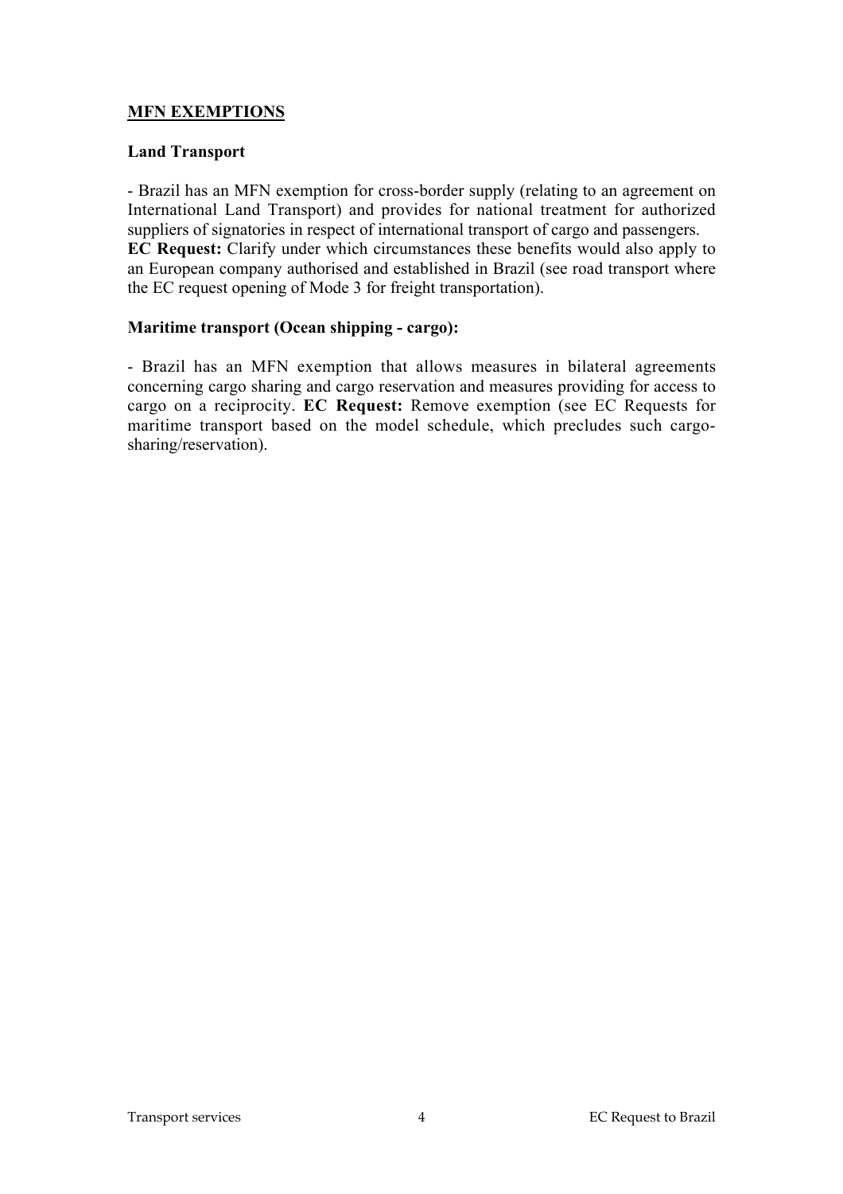## MFN EXEMPTIONS

### Land Transport

- Brazil has an MFN exemption for cross-border supply (relating to an agreement on International Land Transport) and provides for national treatment for authorized suppliers of signatories in respect of international transport of cargo and passengers.

**EC Request:** Clarify under which circumstances these benefits would also apply to an European company authorised and established in Brazil (see road transport where the EC request opening of Mode 3 for freight transportation).

### Maritime transport (Ocean shipping - cargo):

- Brazil has an MFN exemption that allows measures in bilateral agreements concerning cargo sharing and cargo reservation and measures providing for access to cargo on a reciprocity. **EC Request:** Remove exemption (see EC Requests for maritime transport based on the model schedule, which precludes such cargo-sharing/reservation).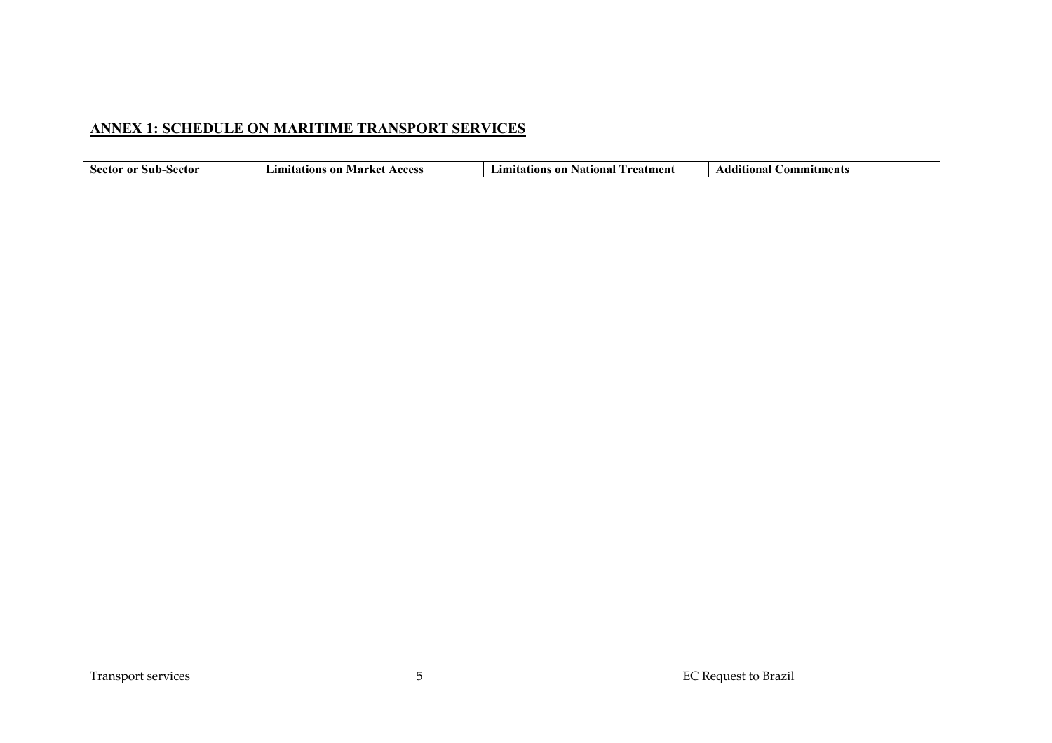## ANNEX 1: SCHEDULE ON MARITIME TRANSPORT SERVICES

| Sector or Sub-Sector | Limitations on Market Access | Limitations on National Treatment | Additional Commitments |
|---|---|---|---|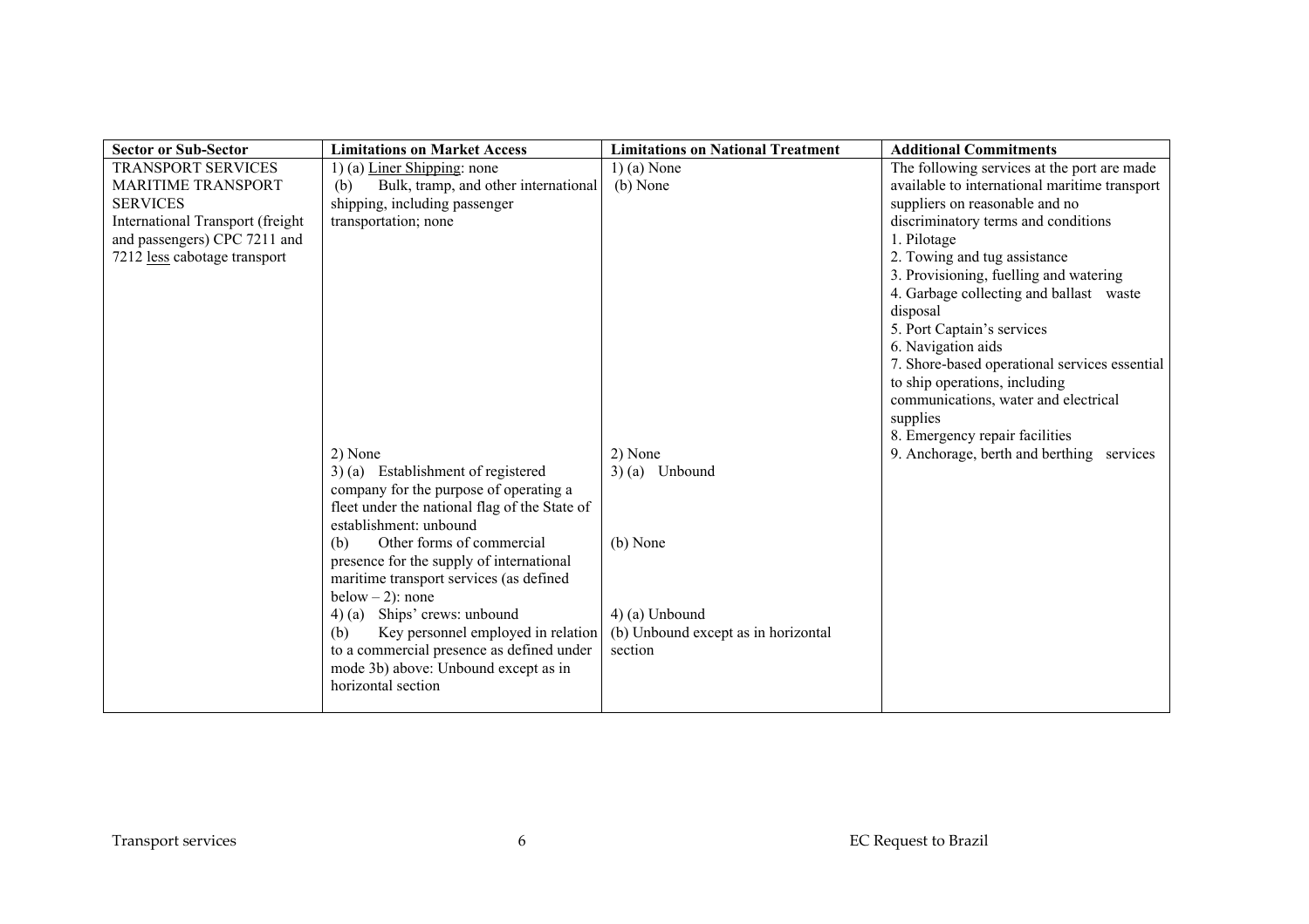| Sector or Sub-Sector | Limitations on Market Access | Limitations on National Treatment | Additional Commitments |
|---|---|---|---|
| TRANSPORT SERVICES<br>MARITIME TRANSPORT SERVICES<br>International Transport (freight and passengers) CPC 7211 and 7212 less cabotage transport | 1) (a) Liner Shipping: none<br>(b) Bulk, tramp, and other international shipping, including passenger transportation; none<br><br>2) None<br>3) (a) Establishment of registered company for the purpose of operating a fleet under the national flag of the State of establishment: unbound<br>(b) Other forms of commercial presence for the supply of international maritime transport services (as defined below – 2): none<br>4) (a) Ships' crews: unbound<br>(b) Key personnel employed in relation to a commercial presence as defined under mode 3b) above: Unbound except as in horizontal section | 1) (a) None<br>(b) None<br><br>2) None<br>3) (a) Unbound<br><br>(b) None<br><br>4) (a) Unbound<br>(b) Unbound except as in horizontal section | The following services at the port are made available to international maritime transport suppliers on reasonable and no discriminatory terms and conditions<br>1. Pilotage<br>2. Towing and tug assistance<br>3. Provisioning, fuelling and watering<br>4. Garbage collecting and ballast waste disposal<br>5. Port Captain's services<br>6. Navigation aids<br>7. Shore-based operational services essential to ship operations, including communications, water and electrical supplies<br>8. Emergency repair facilities<br>9. Anchorage, berth and berthing services |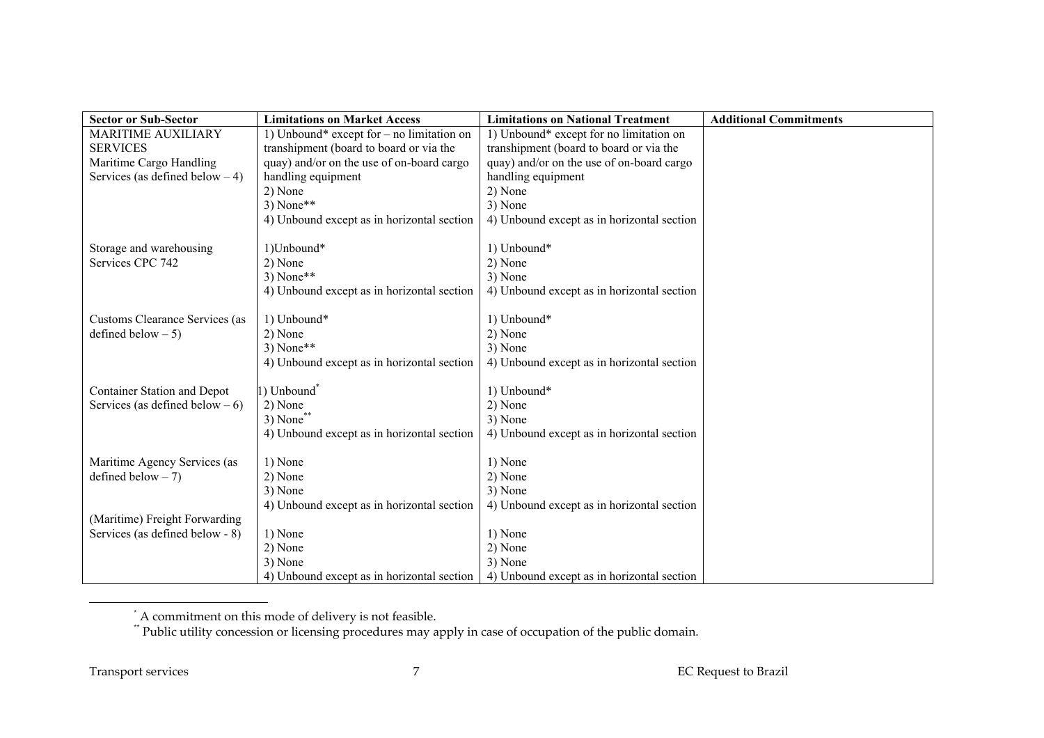| Sector or Sub-Sector | Limitations on Market Access | Limitations on National Treatment | Additional Commitments |
|---|---|---|---|
| MARITIME AUXILIARY SERVICES<br>Maritime Cargo Handling Services (as defined below – 4) | 1) Unbound* except for – no limitation on transhipment (board to board or via the quay) and/or on the use of on-board cargo handling equipment<br>2) None<br>3) None**<br>4) Unbound except as in horizontal section | 1) Unbound* except for no limitation on transhipment (board to board or via the quay) and/or on the use of on-board cargo handling equipment<br>2) None<br>3) None<br>4) Unbound except as in horizontal section | |
| Storage and warehousing Services CPC 742 | 1)Unbound*<br>2) None<br>3) None**<br>4) Unbound except as in horizontal section | 1) Unbound*<br>2) None<br>3) None<br>4) Unbound except as in horizontal section | |
| Customs Clearance Services (as defined below – 5) | 1) Unbound*<br>2) None<br>3) None**<br>4) Unbound except as in horizontal section | 1) Unbound*<br>2) None<br>3) None<br>4) Unbound except as in horizontal section | |
| Container Station and Depot Services (as defined below – 6) | 1) Unbound*<br>2) None<br>3) None**<br>4) Unbound except as in horizontal section | 1) Unbound*<br>2) None<br>3) None<br>4) Unbound except as in horizontal section | |
| Maritime Agency Services (as defined below – 7) | 1) None<br>2) None<br>3) None<br>4) Unbound except as in horizontal section | 1) None<br>2) None<br>3) None<br>4) Unbound except as in horizontal section | |
| (Maritime) Freight Forwarding Services (as defined below - 8) | 1) None<br>2) None<br>3) None<br>4) Unbound except as in horizontal section | 1) None<br>2) None<br>3) None<br>4) Unbound except as in horizontal section | |

* A commitment on this mode of delivery is not feasible.

** Public utility concession or licensing procedures may apply in case of occupation of the public domain.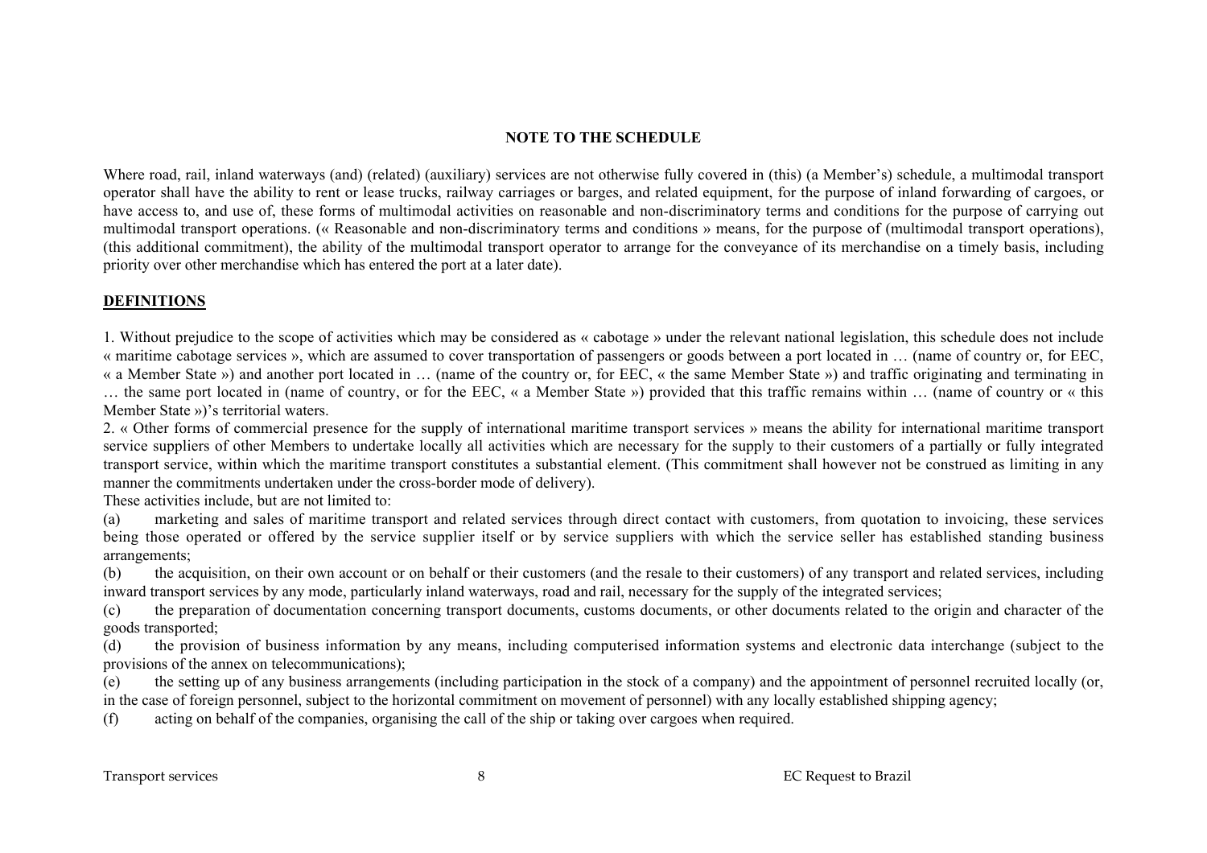**NOTE TO THE SCHEDULE**

Where road, rail, inland waterways (and) (related) (auxiliary) services are not otherwise fully covered in (this) (a Member's) schedule, a multimodal transport operator shall have the ability to rent or lease trucks, railway carriages or barges, and related equipment, for the purpose of inland forwarding of cargoes, or have access to, and use of, these forms of multimodal activities on reasonable and non-discriminatory terms and conditions for the purpose of carrying out multimodal transport operations. (« Reasonable and non-discriminatory terms and conditions » means, for the purpose of (multimodal transport operations), (this additional commitment), the ability of the multimodal transport operator to arrange for the conveyance of its merchandise on a timely basis, including priority over other merchandise which has entered the port at a later date).

**DEFINITIONS**

1. Without prejudice to the scope of activities which may be considered as « cabotage » under the relevant national legislation, this schedule does not include « maritime cabotage services », which are assumed to cover transportation of passengers or goods between a port located in … (name of country or, for EEC, « a Member State ») and another port located in … (name of the country or, for EEC, « the same Member State ») and traffic originating and terminating in … the same port located in (name of country, or for the EEC, « a Member State ») provided that this traffic remains within … (name of country or « this Member State »)'s territorial waters.

2. « Other forms of commercial presence for the supply of international maritime transport services » means the ability for international maritime transport service suppliers of other Members to undertake locally all activities which are necessary for the supply to their customers of a partially or fully integrated transport service, within which the maritime transport constitutes a substantial element. (This commitment shall however not be construed as limiting in any manner the commitments undertaken under the cross-border mode of delivery).

These activities include, but are not limited to:

(a) marketing and sales of maritime transport and related services through direct contact with customers, from quotation to invoicing, these services being those operated or offered by the service supplier itself or by service suppliers with which the service seller has established standing business arrangements;

(b) the acquisition, on their own account or on behalf or their customers (and the resale to their customers) of any transport and related services, including inward transport services by any mode, particularly inland waterways, road and rail, necessary for the supply of the integrated services;

(c) the preparation of documentation concerning transport documents, customs documents, or other documents related to the origin and character of the goods transported;

(d) the provision of business information by any means, including computerised information systems and electronic data interchange (subject to the provisions of the annex on telecommunications);

(e) the setting up of any business arrangements (including participation in the stock of a company) and the appointment of personnel recruited locally (or, in the case of foreign personnel, subject to the horizontal commitment on movement of personnel) with any locally established shipping agency;

(f) acting on behalf of the companies, organising the call of the ship or taking over cargoes when required.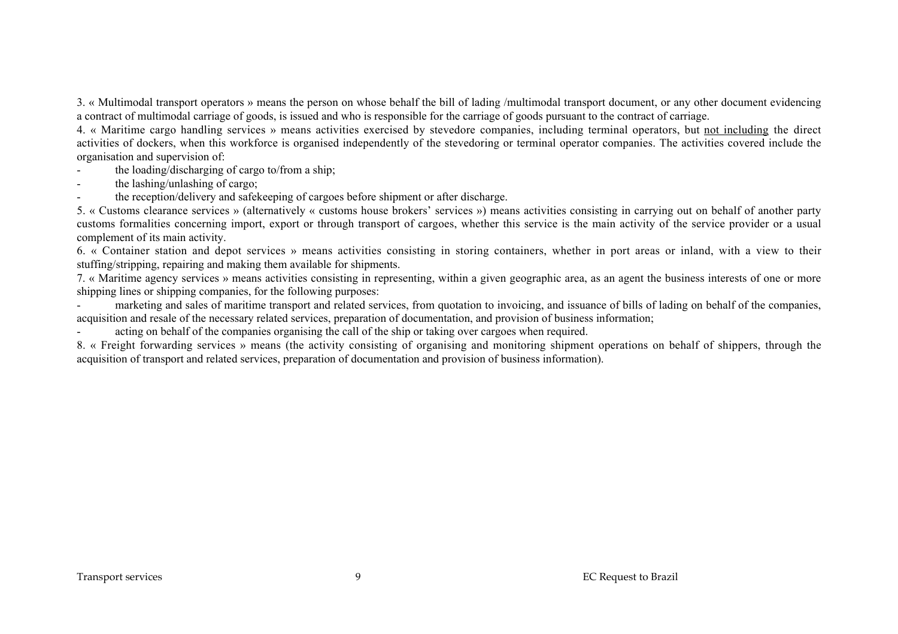3. « Multimodal transport operators » means the person on whose behalf the bill of lading /multimodal transport document, or any other document evidencing a contract of multimodal carriage of goods, is issued and who is responsible for the carriage of goods pursuant to the contract of carriage.

4. « Maritime cargo handling services » means activities exercised by stevedore companies, including terminal operators, but <u>not including</u> the direct activities of dockers, when this workforce is organised independently of the stevedoring or terminal operator companies. The activities covered include the organisation and supervision of:

- the loading/discharging of cargo to/from a ship;
- the lashing/unlashing of cargo;
- the reception/delivery and safekeeping of cargoes before shipment or after discharge.

5. « Customs clearance services » (alternatively « customs house brokers' services ») means activities consisting in carrying out on behalf of another party customs formalities concerning import, export or through transport of cargoes, whether this service is the main activity of the service provider or a usual complement of its main activity.

6. « Container station and depot services » means activities consisting in storing containers, whether in port areas or inland, with a view to their stuffing/stripping, repairing and making them available for shipments.

7. « Maritime agency services » means activities consisting in representing, within a given geographic area, as an agent the business interests of one or more shipping lines or shipping companies, for the following purposes:

- marketing and sales of maritime transport and related services, from quotation to invoicing, and issuance of bills of lading on behalf of the companies, acquisition and resale of the necessary related services, preparation of documentation, and provision of business information;
- acting on behalf of the companies organising the call of the ship or taking over cargoes when required.

8. « Freight forwarding services » means (the activity consisting of organising and monitoring shipment operations on behalf of shippers, through the acquisition of transport and related services, preparation of documentation and provision of business information).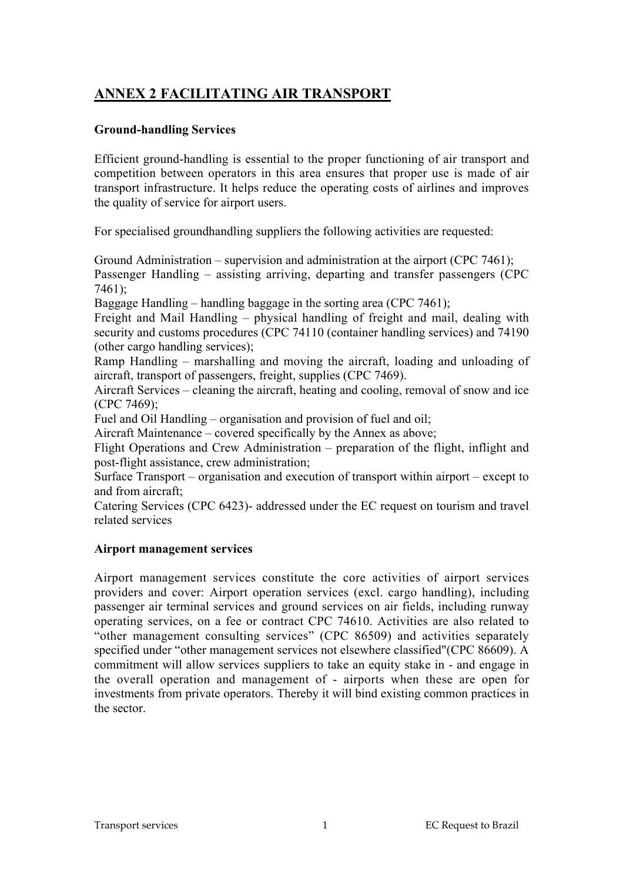# ANNEX 2 FACILITATING AIR TRANSPORT

**Ground-handling Services**

Efficient ground-handling is essential to the proper functioning of air transport and competition between operators in this area ensures that proper use is made of air transport infrastructure. It helps reduce the operating costs of airlines and improves the quality of service for airport users.

For specialised groundhandling suppliers the following activities are requested:

Ground Administration – supervision and administration at the airport (CPC 7461);
Passenger Handling – assisting arriving, departing and transfer passengers (CPC 7461);
Baggage Handling – handling baggage in the sorting area (CPC 7461);
Freight and Mail Handling – physical handling of freight and mail, dealing with security and customs procedures (CPC 74110 (container handling services) and 74190 (other cargo handling services);
Ramp Handling – marshalling and moving the aircraft, loading and unloading of aircraft, transport of passengers, freight, supplies (CPC 7469).
Aircraft Services – cleaning the aircraft, heating and cooling, removal of snow and ice (CPC 7469);
Fuel and Oil Handling – organisation and provision of fuel and oil;
Aircraft Maintenance – covered specifically by the Annex as above;
Flight Operations and Crew Administration – preparation of the flight, inflight and post-flight assistance, crew administration;
Surface Transport – organisation and execution of transport within airport – except to and from aircraft;
Catering Services (CPC 6423)- addressed under the EC request on tourism and travel related services

**Airport management services**

Airport management services constitute the core activities of airport services providers and cover: Airport operation services (excl. cargo handling), including passenger air terminal services and ground services on air fields, including runway operating services, on a fee or contract CPC 74610. Activities are also related to "other management consulting services" (CPC 86509) and activities separately specified under "other management services not elsewhere classified"(CPC 86609). A commitment will allow services suppliers to take an equity stake in - and engage in the overall operation and management of - airports when these are open for investments from private operators. Thereby it will bind existing common practices in the sector.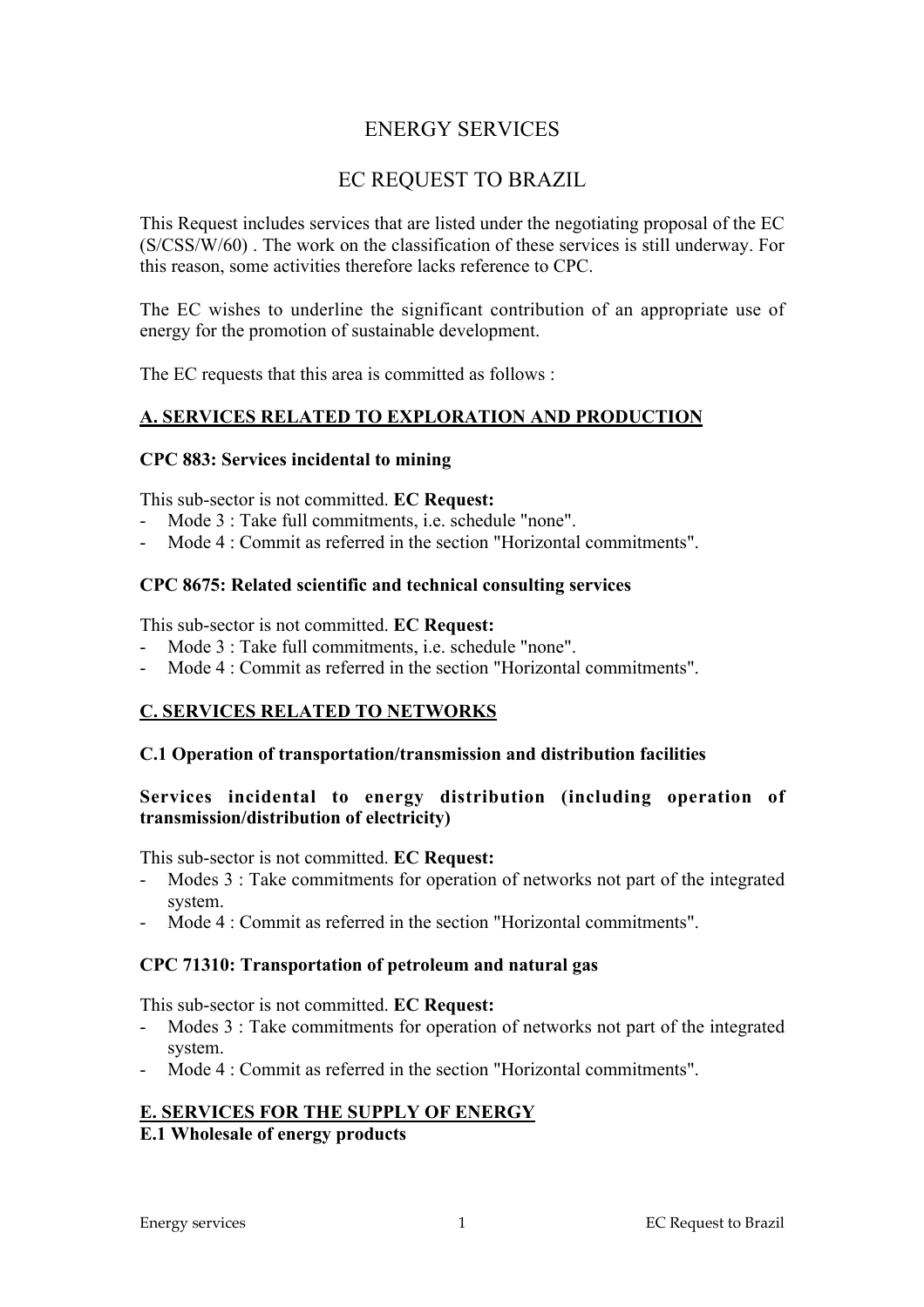# ENERGY SERVICES

# EC REQUEST TO BRAZIL

This Request includes services that are listed under the negotiating proposal of the EC (S/CSS/W/60) . The work on the classification of these services is still underway. For this reason, some activities therefore lacks reference to CPC.

The EC wishes to underline the significant contribution of an appropriate use of energy for the promotion of sustainable development.

The EC requests that this area is committed as follows :

## A. SERVICES RELATED TO EXPLORATION AND PRODUCTION

### CPC 883: Services incidental to mining

This sub-sector is not committed. **EC Request:**

- Mode 3 : Take full commitments, i.e. schedule "none".
- Mode 4 : Commit as referred in the section "Horizontal commitments".

### CPC 8675: Related scientific and technical consulting services

This sub-sector is not committed. **EC Request:**

- Mode 3 : Take full commitments, i.e. schedule "none".
- Mode 4 : Commit as referred in the section "Horizontal commitments".

## C. SERVICES RELATED TO NETWORKS

### C.1 Operation of transportation/transmission and distribution facilities

**Services incidental to energy distribution (including operation of transmission/distribution of electricity)**

This sub-sector is not committed. **EC Request:**

- Modes 3 : Take commitments for operation of networks not part of the integrated system.
- Mode 4 : Commit as referred in the section "Horizontal commitments".

### CPC 71310: Transportation of petroleum and natural gas

This sub-sector is not committed. **EC Request:**

- Modes 3 : Take commitments for operation of networks not part of the integrated system.
- Mode 4 : Commit as referred in the section "Horizontal commitments".

## E. SERVICES FOR THE SUPPLY OF ENERGY

### E.1 Wholesale of energy products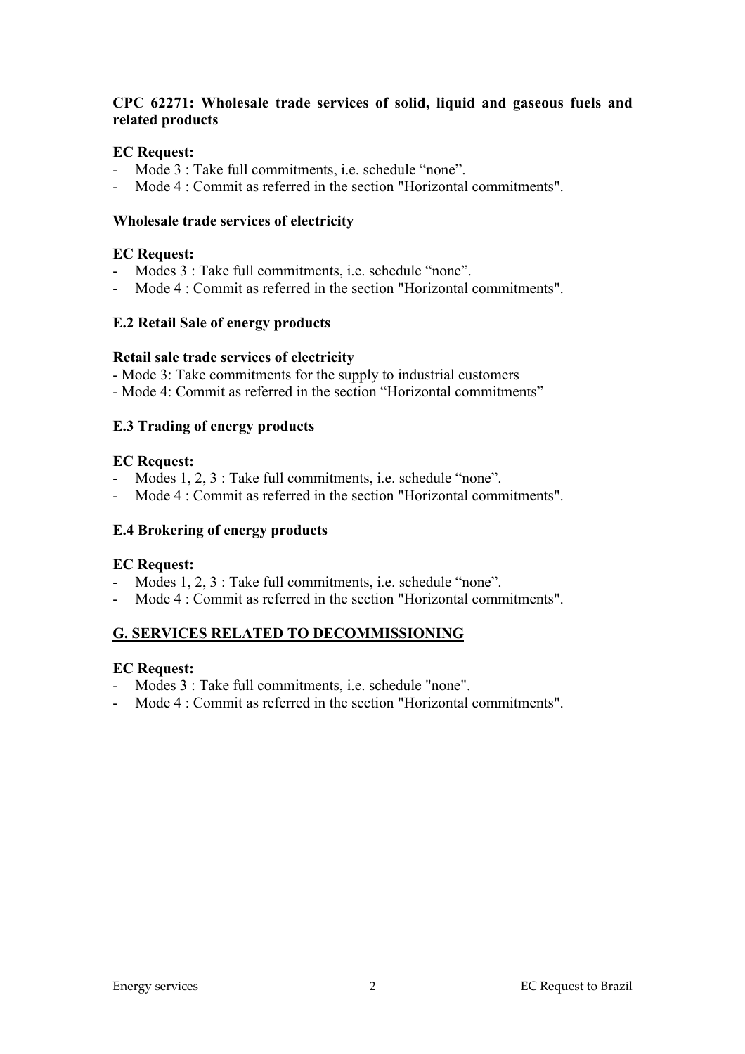**CPC 62271: Wholesale trade services of solid, liquid and gaseous fuels and related products**

**EC Request:**

- Mode 3 : Take full commitments, i.e. schedule "none".
- Mode 4 : Commit as referred in the section "Horizontal commitments".

**Wholesale trade services of electricity**

**EC Request:**

- Modes 3 : Take full commitments, i.e. schedule "none".
- Mode 4 : Commit as referred in the section "Horizontal commitments".

**E.2 Retail Sale of energy products**

**Retail sale trade services of electricity**

- Mode 3: Take commitments for the supply to industrial customers
- Mode 4: Commit as referred in the section "Horizontal commitments"

**E.3 Trading of energy products**

**EC Request:**

- Modes 1, 2, 3 : Take full commitments, i.e. schedule "none".
- Mode 4 : Commit as referred in the section "Horizontal commitments".

**E.4 Brokering of energy products**

**EC Request:**

- Modes 1, 2, 3 : Take full commitments, i.e. schedule "none".
- Mode 4 : Commit as referred in the section "Horizontal commitments".

## G. SERVICES RELATED TO DECOMMISSIONING

**EC Request:**

- Modes 3 : Take full commitments, i.e. schedule "none".
- Mode 4 : Commit as referred in the section "Horizontal commitments".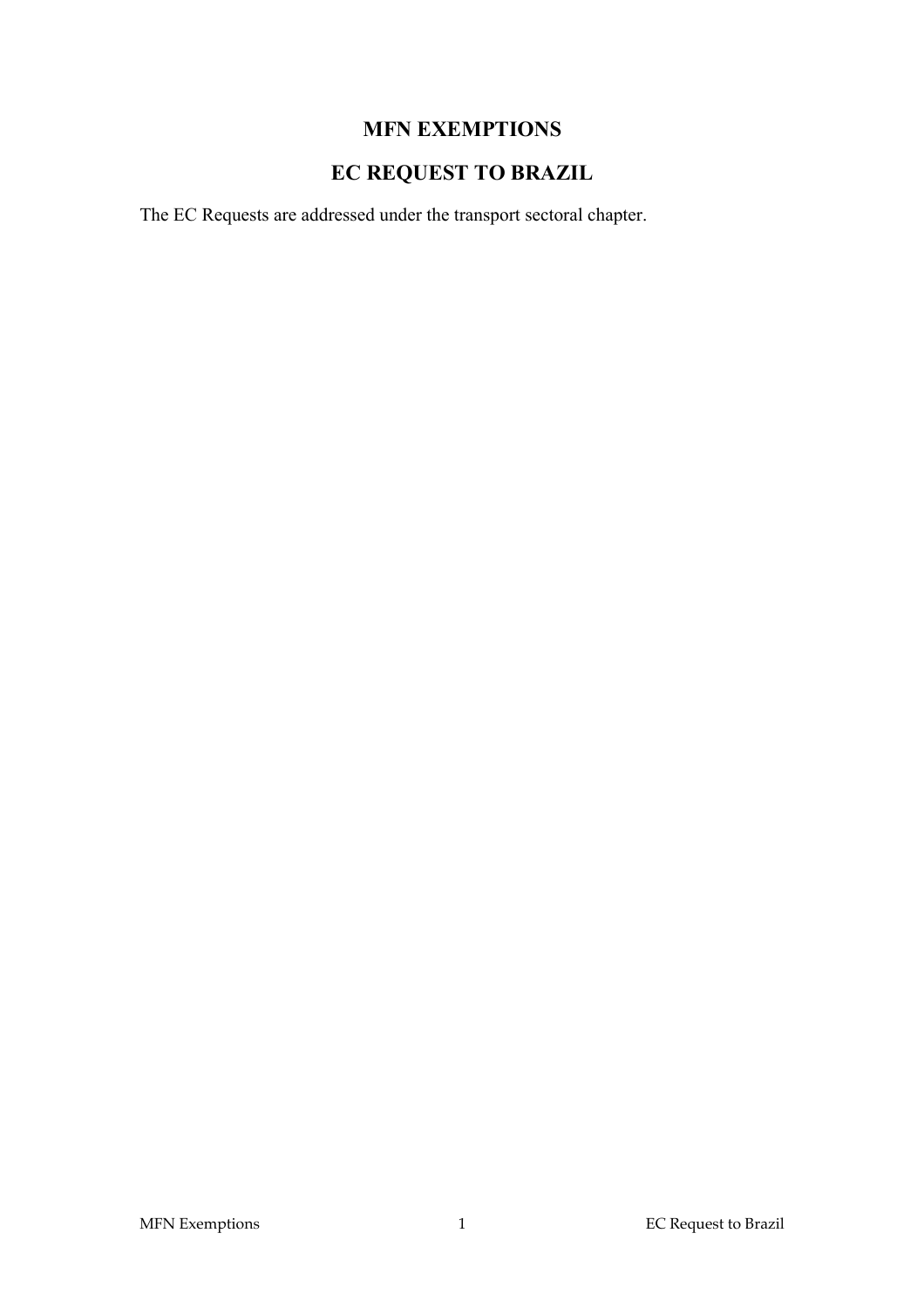# MFN EXEMPTIONS

# EC REQUEST TO BRAZIL

The EC Requests are addressed under the transport sectoral chapter.